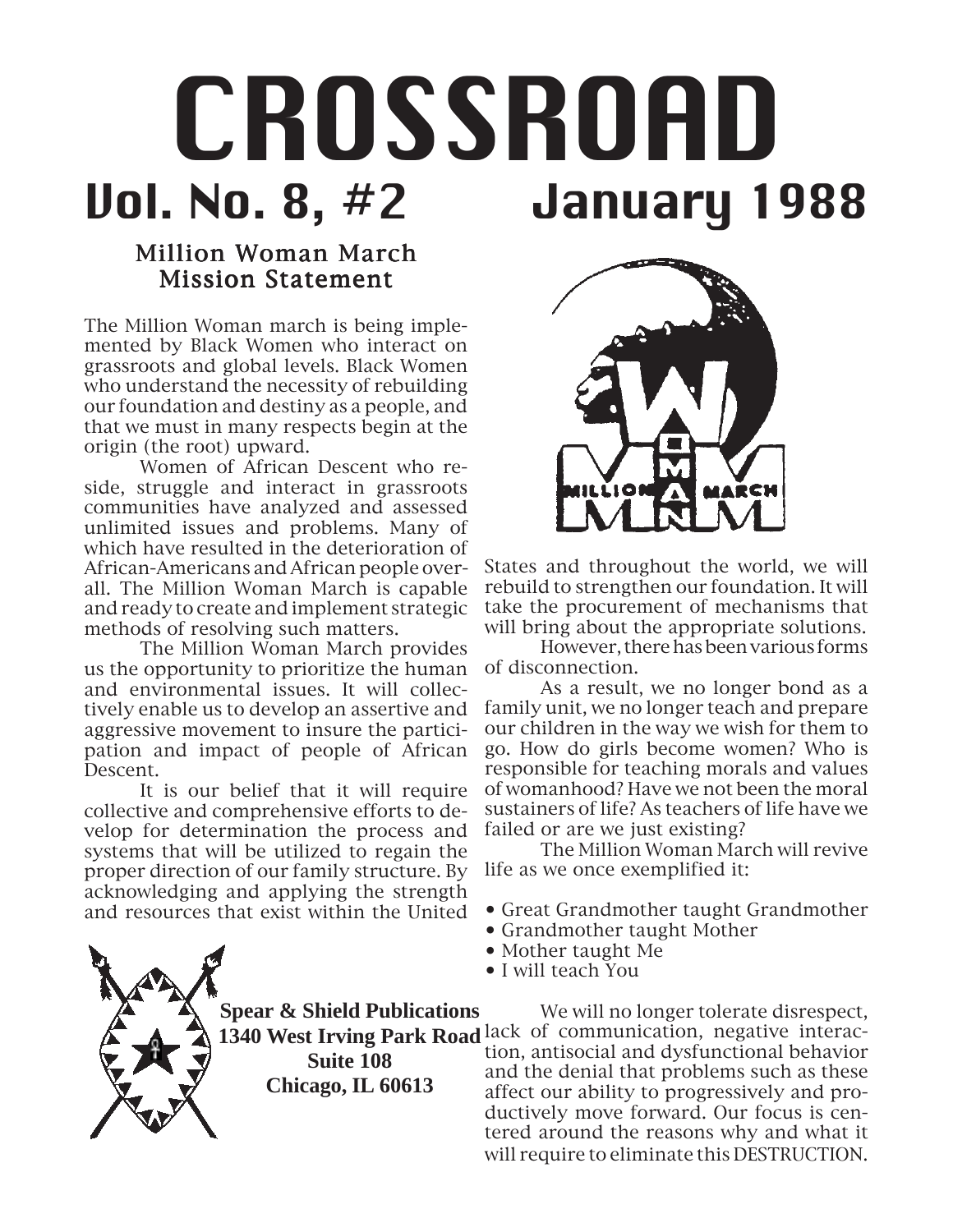# CROSSROAD

## Vol. No. 8, #2 January 1988

### Million Woman March Mission Statement

The Million Woman march is being implemented by Black Women who interact on grassroots and global levels. Black Women who understand the necessity of rebuilding our foundation and destiny as a people, and that we must in many respects begin at the origin (the root) upward.

Women of African Descent who reside, struggle and interact in grassroots communities have analyzed and assessed unlimited issues and problems. Many of which have resulted in the deterioration of African-Americans and African people overall. The Million Woman March is capable and ready to create and implement strategic methods of resolving such matters.

The Million Woman March provides us the opportunity to prioritize the human and environmental issues. It will collectively enable us to develop an assertive and aggressive movement to insure the participation and impact of people of African Descent.

It is our belief that it will require collective and comprehensive efforts to develop for determination the process and systems that will be utilized to regain the proper direction of our family structure. By acknowledging and applying the strength and resources that exist within the United States and throughout the world, we will rebuild to strengthen our foundation. It will take the procurement of mechanisms that will bring about the appropriate solutions.

However, there has been various forms of disconnection.

As a result, we no longer bond as a family unit, we no longer teach and prepare our children in the way we wish for them to go. How do girls become women? Who is responsible for teaching morals and values of womanhood? Have we not been the moral sustainers of life? As teachers of life have we failed or are we just existing?

The Million Woman March will revive life as we once exemplified it:

- Great Grandmother taught Grandmother
- Grandmother taught Mother
- Mother taught Me
- I will teach You

We will no longer tolerate disrespect, lack of communication, negative interaction, antisocial and dysfunctional behavior and the denial that problems such as these affect our ability to progressively and productively move forward. Our focus is centered around the reasons why and what it will require to eliminate this DESTRUCTION.

**Spear & Shield Publications**
**1340 West Irving Park Road**
**Suite 108**
**Chicago, IL 60613**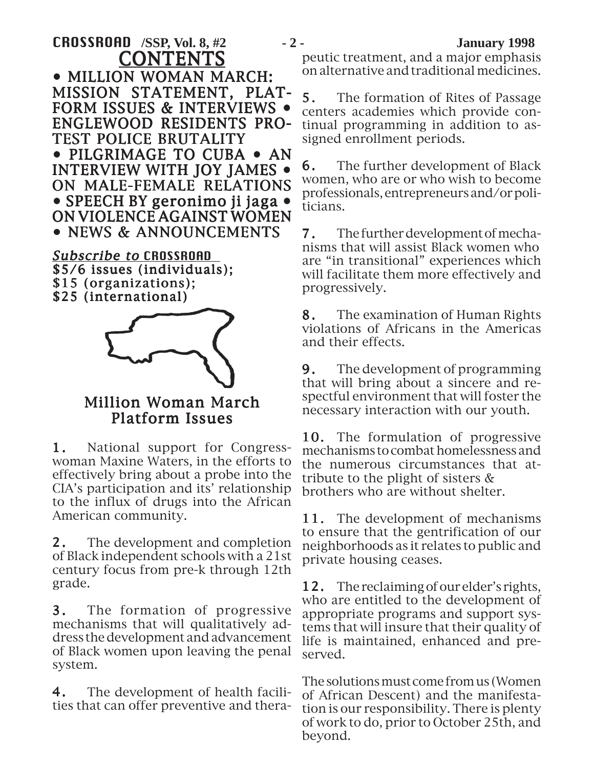# CONTENTS

• MILLION WOMAN MARCH: MISSION STATEMENT, PLATFORM ISSUES & INTERVIEWS • ENGLEWOOD RESIDENTS PROTEST POLICE BRUTALITY • PILGRIMAGE TO CUBA • AN INTERVIEW WITH JOY JAMES • ON MALE-FEMALE RELATIONS • SPEECH BY geronimo ji jaga • ON VIOLENCE AGAINST WOMEN • NEWS & ANNOUNCEMENTS

***Subscribe to* CROSSROAD**
**$5/6 issues (individuals);**
**$15 (organizations);**
**$25 (international)**

## Million Woman March Platform Issues

**1.** National support for Congresswoman Maxine Waters, in the efforts to effectively bring about a probe into the CIA's participation and its' relationship to the influx of drugs into the African American community.

**2.** The development and completion of Black independent schools with a 21st century focus from pre-k through 12th grade.

**3.** The formation of progressive mechanisms that will qualitatively address the development and advancement of Black women upon leaving the penal system.

**4.** The development of health facilities that can offer preventive and therapeutic treatment, and a major emphasis on alternative and traditional medicines.

**5.** The formation of Rites of Passage centers academies which provide continual programming in addition to assigned enrollment periods.

**6.** The further development of Black women, who are or who wish to become professionals, entrepreneurs and/or politicians.

**7.** The further development of mechanisms that will assist Black women who are "in transitional" experiences which will facilitate them more effectively and progressively.

**8.** The examination of Human Rights violations of Africans in the Americas and their effects.

**9.** The development of programming that will bring about a sincere and respectful environment that will foster the necessary interaction with our youth.

**10.** The formulation of progressive mechanisms to combat homelessness and the numerous circumstances that attribute to the plight of sisters & brothers who are without shelter.

**11.** The development of mechanisms to ensure that the gentrification of our neighborhoods as it relates to public and private housing ceases.

**12.** The reclaiming of our elder's rights, who are entitled to the development of appropriate programs and support systems that will insure that their quality of life is maintained, enhanced and preserved.

The solutions must come from us (Women of African Descent) and the manifestation is our responsibility. There is plenty of work to do, prior to October 25th, and beyond.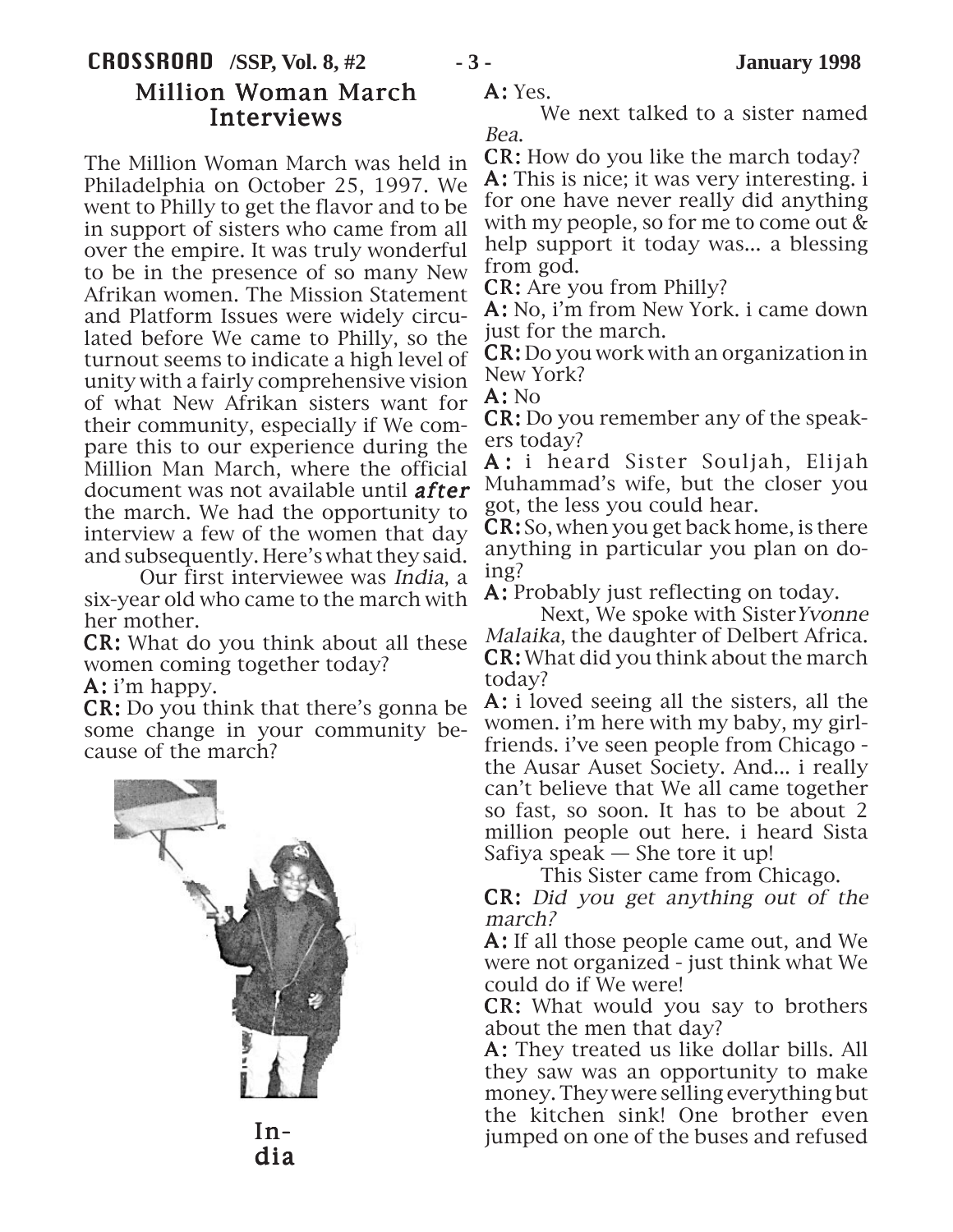## Million Woman March Interviews

The Million Woman March was held in Philadelphia on October 25, 1997. We went to Philly to get the flavor and to be in support of sisters who came from all over the empire. It was truly wonderful to be in the presence of so many New Afrikan women. The Mission Statement and Platform Issues were widely circulated before We came to Philly, so the turnout seems to indicate a high level of unity with a fairly comprehensive vision of what New Afrikan sisters want for their community, especially if We compare this to our experience during the Million Man March, where the official document was not available until ***after*** the march. We had the opportunity to interview a few of the women that day and subsequently. Here's what they said.

Our first interviewee was *India*, a six-year old who came to the march with her mother.

**CR:** What do you think about all these women coming together today?

**A:** i'm happy.

**CR:** Do you think that there's gonna be some change in your community because of the march?

In-dia

**A:** Yes.

We next talked to a sister named *Bea*.

**CR:** How do you like the march today?

**A:** This is nice; it was very interesting. i for one have never really did anything with my people, so for me to come out & help support it today was... a blessing from god.

**CR:** Are you from Philly?

**A:** No, i'm from New York. i came down just for the march.

**CR:** Do you work with an organization in New York?

**A:** No

**CR:** Do you remember any of the speakers today?

**A:** i heard Sister Souljah, Elijah Muhammad's wife, but the closer you got, the less you could hear.

**CR:** So, when you get back home, is there anything in particular you plan on doing?

**A:** Probably just reflecting on today.

Next, We spoke with Sister *Yvonne Malaika*, the daughter of Delbert Africa.

**CR:** What did you think about the march today?

**A:** i loved seeing all the sisters, all the women. i'm here with my baby, my girlfriends. i've seen people from Chicago - the Ausar Auset Society. And... i really can't believe that We all came together so fast, so soon. It has to be about 2 million people out here. i heard Sista Safiya speak — She tore it up!

This Sister came from Chicago.

**CR:** *Did you get anything out of the march?*

**A:** If all those people came out, and We were not organized - just think what We could do if We were!

**CR:** What would you say to brothers about the men that day?

**A:** They treated us like dollar bills. All they saw was an opportunity to make money. They were selling everything but the kitchen sink! One brother even jumped on one of the buses and refused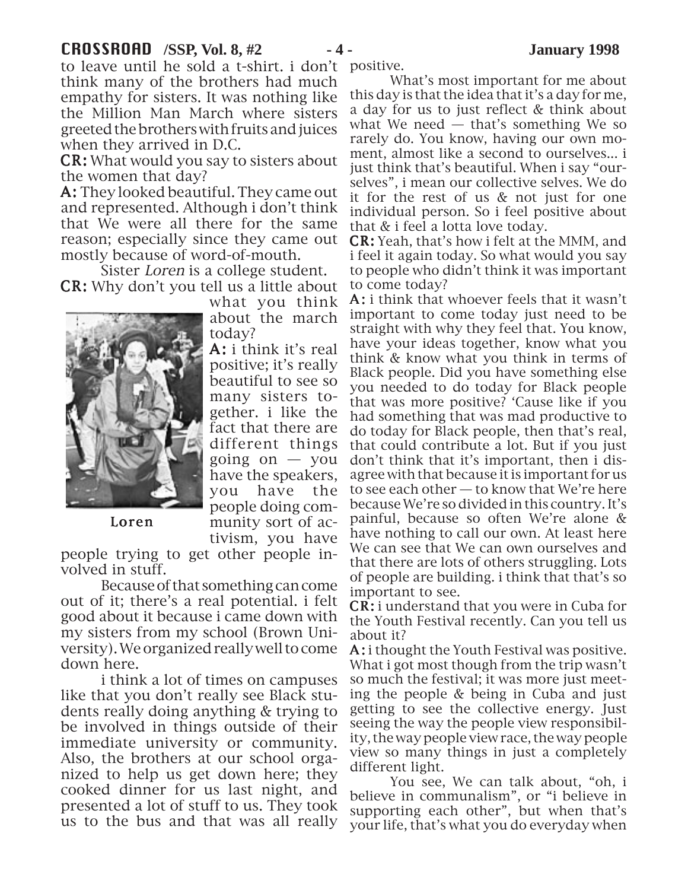to leave until he sold a t-shirt. i don't think many of the brothers had much empathy for sisters. It was nothing like the Million Man March where sisters greeted the brothers with fruits and juices when they arrived in D.C.

**CR:** What would you say to sisters about the women that day?

**A:** They looked beautiful. They came out and represented. Although i don't think that We were all there for the same reason; especially since they came out mostly because of word-of-mouth.

Sister *Loren* is a college student.

**CR:** Why don't you tell us a little about what you think about the march today?

Loren

**A:** i think it's real positive; it's really beautiful to see so many sisters together. i like the fact that there are different things going on — you have the speakers, you have the people doing community sort of activism, you have people trying to get other people involved in stuff.

Because of that something can come out of it; there's a real potential. i felt good about it because i came down with my sisters from my school (Brown University). We organized really well to come down here.

i think a lot of times on campuses like that you don't really see Black students really doing anything & trying to be involved in things outside of their immediate university or community. Also, the brothers at our school organized to help us get down here; they cooked dinner for us last night, and presented a lot of stuff to us. They took us to the bus and that was all really positive.

What's most important for me about this day is that the idea that it's a day for me, a day for us to just reflect & think about what We need — that's something We so rarely do. You know, having our own moment, almost like a second to ourselves... i just think that's beautiful. When i say "ourselves", i mean our collective selves. We do it for the rest of us & not just for one individual person. So i feel positive about that & i feel a lotta love today.

**CR:** Yeah, that's how i felt at the MMM, and i feel it again today. So what would you say to people who didn't think it was important to come today?

**A:** i think that whoever feels that it wasn't important to come today just need to be straight with why they feel that. You know, have your ideas together, know what you think & know what you think in terms of Black people. Did you have something else you needed to do today for Black people that was more positive? 'Cause like if you had something that was mad productive to do today for Black people, then that's real, that could contribute a lot. But if you just don't think that it's important, then i disagree with that because it is important for us to see each other — to know that We're here because We're so divided in this country. It's painful, because so often We're alone & have nothing to call our own. At least here We can see that We can own ourselves and that there are lots of others struggling. Lots of people are building. i think that that's so important to see.

**CR:** i understand that you were in Cuba for the Youth Festival recently. Can you tell us about it?

**A:** i thought the Youth Festival was positive. What i got most though from the trip wasn't so much the festival; it was more just meeting the people & being in Cuba and just getting to see the collective energy. Just seeing the way the people view responsibility, the way people view race, the way people view so many things in just a completely different light.

You see, We can talk about, "oh, i believe in communalism", or "i believe in supporting each other", but when that's your life, that's what you do everyday when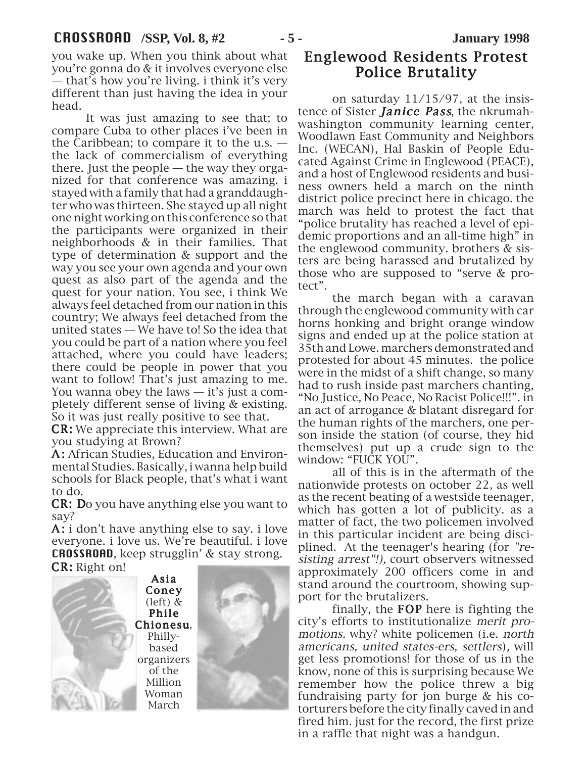you wake up. When you think about what you're gonna do & it involves everyone else — that's how you're living. i think it's very different than just having the idea in your head.

It was just amazing to see that; to compare Cuba to other places i've been in the Caribbean; to compare it to the u.s. — the lack of commercialism of everything there. Just the people — the way they organized for that conference was amazing. i stayed with a family that had a granddaughter who was thirteen. She stayed up all night one night working on this conference so that the participants were organized in their neighborhoods & in their families. That type of determination & support and the way you see your own agenda and your own quest as also part of the agenda and the quest for your nation. You see, i think We always feel detached from our nation in this country; We always feel detached from the united states — We have to! So the idea that you could be part of a nation where you feel attached, where you could have leaders; there could be people in power that you want to follow! That's just amazing to me. You wanna obey the laws — it's just a completely different sense of living & existing. So it was just really positive to see that.

**CR:** We appreciate this interview. What are you studying at Brown?

**A:** African Studies, Education and Environmental Studies. Basically, i wanna help build schools for Black people, that's what i want to do.

**CR:** Do you have anything else you want to say?

**A:** i don't have anything else to say. i love everyone. i love us. We're beautiful. i love **CROSSROAD**, keep strugglin' & stay strong.

**CR:** Right on!

**Asia Coney** (left) & **Phile Chionesu**, Philly-based organizers of the Million Woman March

## Englewood Residents Protest Police Brutality

on saturday 11/15/97, at the insistence of Sister ***Janice Pass***, the nkrumah-washington community learning center, Woodlawn East Community and Neighbors Inc. (WECAN), Hal Baskin of People Educated Against Crime in Englewood (PEACE), and a host of Englewood residents and business owners held a march on the ninth district police precinct here in chicago. the march was held to protest the fact that "police brutality has reached a level of epidemic proportions and an all-time high" in the englewood community. brothers & sisters are being harassed and brutalized by those who are supposed to "serve & protect".

the march began with a caravan through the englewood community with car horns honking and bright orange window signs and ended up at the police station at 35th and Lowe. marchers demonstrated and protested for about 45 minutes. the police were in the midst of a shift change, so many had to rush inside past marchers chanting, "No Justice, No Peace, No Racist Police!!!". in an act of arrogance & blatant disregard for the human rights of the marchers, one person inside the station (of course, they hid themselves) put up a crude sign to the window: "FUCK YOU".

all of this is in the aftermath of the nationwide protests on october 22, as well as the recent beating of a westside teenager, which has gotten a lot of publicity. as a matter of fact, the two policemen involved in this particular incident are being disciplined. At the teenager's hearing (for *"resisting arrest"!)*, court observers witnessed approximately 200 officers come in and stand around the courtroom, showing support for the brutalizers.

finally, the **FOP** here is fighting the city's efforts to institutionalize *merit promotions.* why? white policemen (i.e. *north americans, united states-ers, settlers*), will get less promotions! for those of us in the know, none of this is surprising because We remember how the police threw a big fundraising party for jon burge & his co-torturers before the city finally caved in and fired him. just for the record, the first prize in a raffle that night was a handgun.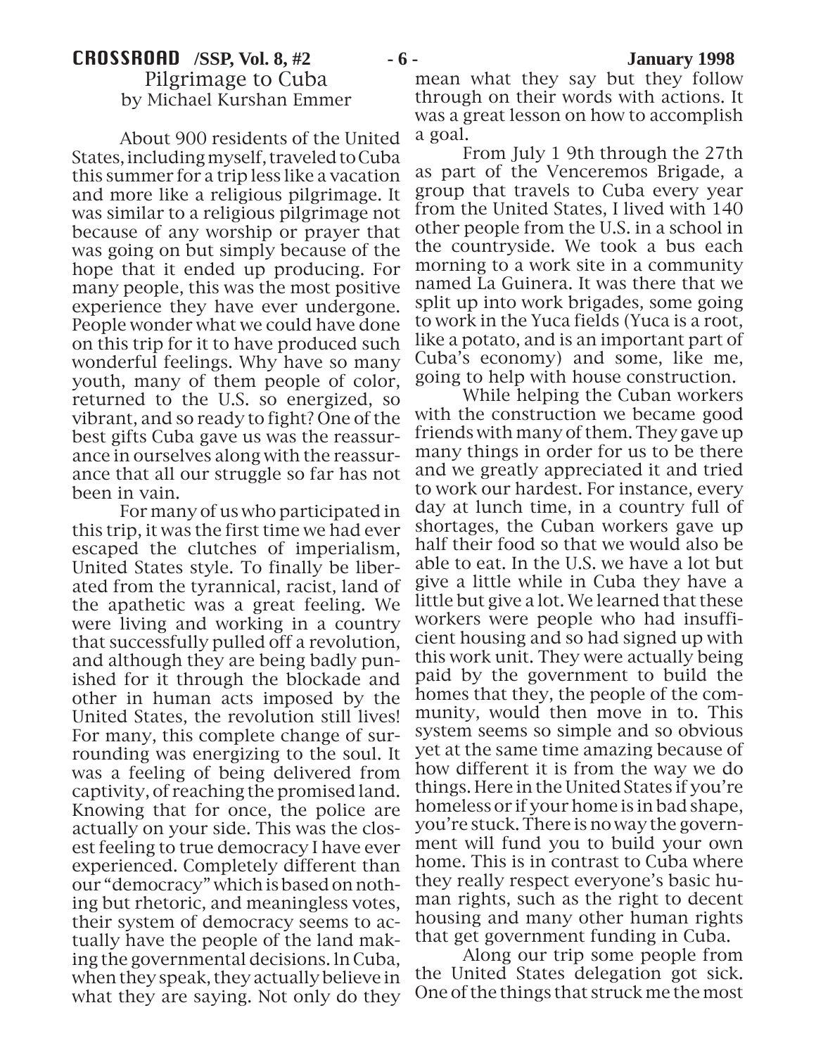## Pilgrimage to Cuba

by Michael Kurshan Emmer

About 900 residents of the United States, including myself, traveled to Cuba this summer for a trip less like a vacation and more like a religious pilgrimage. It was similar to a religious pilgrimage not because of any worship or prayer that was going on but simply because of the hope that it ended up producing. For many people, this was the most positive experience they have ever undergone. People wonder what we could have done on this trip for it to have produced such wonderful feelings. Why have so many youth, many of them people of color, returned to the U.S. so energized, so vibrant, and so ready to fight? One of the best gifts Cuba gave us was the reassurance in ourselves along with the reassurance that all our struggle so far has not been in vain.

For many of us who participated in this trip, it was the first time we had ever escaped the clutches of imperialism, United States style. To finally be liberated from the tyrannical, racist, land of the apathetic was a great feeling. We were living and working in a country that successfully pulled off a revolution, and although they are being badly punished for it through the blockade and other in human acts imposed by the United States, the revolution still lives! For many, this complete change of surrounding was energizing to the soul. It was a feeling of being delivered from captivity, of reaching the promised land. Knowing that for once, the police are actually on your side. This was the closest feeling to true democracy I have ever experienced. Completely different than our "democracy" which is based on nothing but rhetoric, and meaningless votes, their system of democracy seems to actually have the people of the land making the governmental decisions. In Cuba, when they speak, they actually believe in what they are saying. Not only do they mean what they say but they follow through on their words with actions. It was a great lesson on how to accomplish a goal.

From July 1 9th through the 27th as part of the Venceremos Brigade, a group that travels to Cuba every year from the United States, I lived with 140 other people from the U.S. in a school in the countryside. We took a bus each morning to a work site in a community named La Guinera. It was there that we split up into work brigades, some going to work in the Yuca fields (Yuca is a root, like a potato, and is an important part of Cuba's economy) and some, like me, going to help with house construction.

While helping the Cuban workers with the construction we became good friends with many of them. They gave up many things in order for us to be there and we greatly appreciated it and tried to work our hardest. For instance, every day at lunch time, in a country full of shortages, the Cuban workers gave up half their food so that we would also be able to eat. In the U.S. we have a lot but give a little while in Cuba they have a little but give a lot. We learned that these workers were people who had insufficient housing and so had signed up with this work unit. They were actually being paid by the government to build the homes that they, the people of the community, would then move in to. This system seems so simple and so obvious yet at the same time amazing because of how different it is from the way we do things. Here in the United States if you're homeless or if your home is in bad shape, you're stuck. There is no way the government will fund you to build your own home. This is in contrast to Cuba where they really respect everyone's basic human rights, such as the right to decent housing and many other human rights that get government funding in Cuba.

Along our trip some people from the United States delegation got sick. One of the things that struck me the most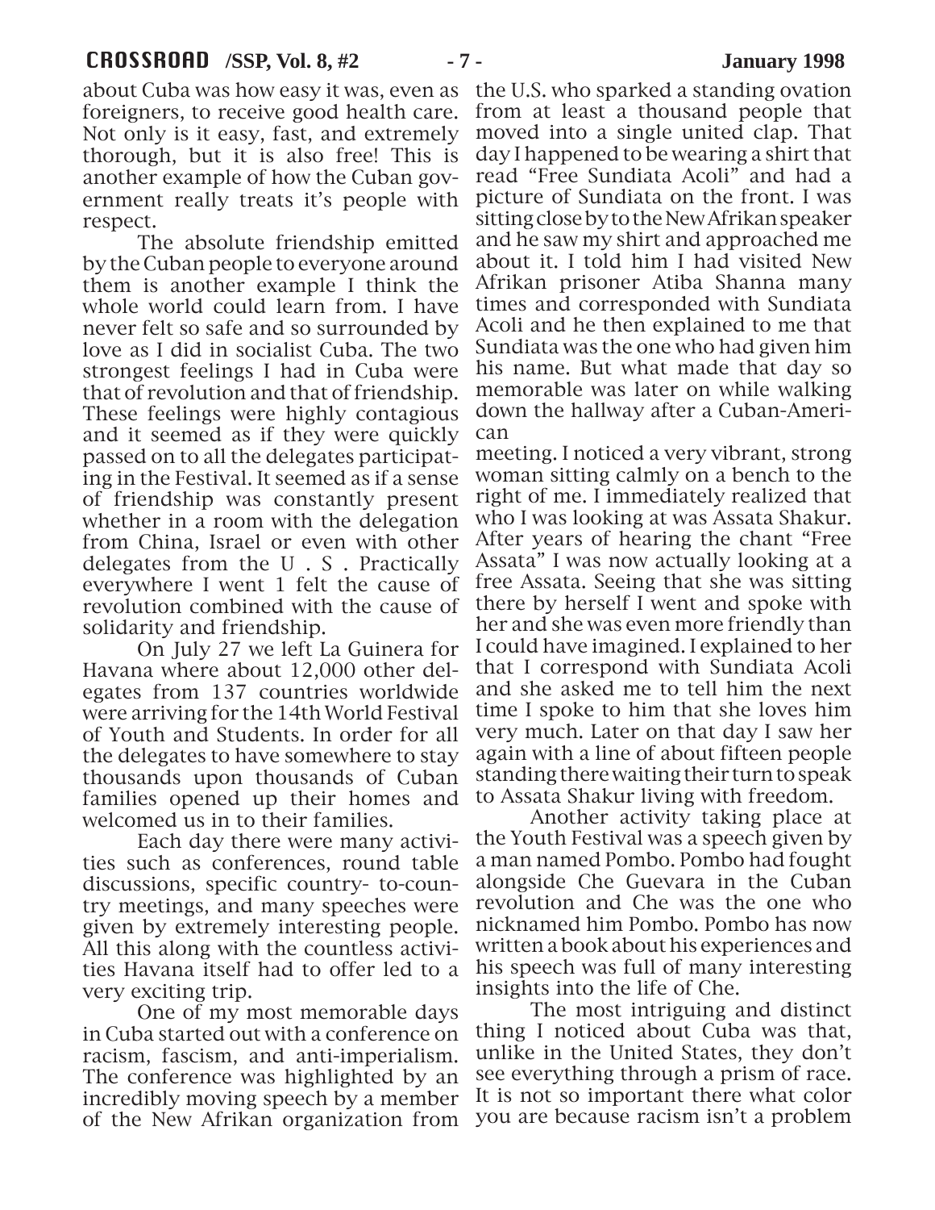about Cuba was how easy it was, even as foreigners, to receive good health care. Not only is it easy, fast, and extremely thorough, but it is also free! This is another example of how the Cuban government really treats it's people with respect.

The absolute friendship emitted by the Cuban people to everyone around them is another example I think the whole world could learn from. I have never felt so safe and so surrounded by love as I did in socialist Cuba. The two strongest feelings I had in Cuba were that of revolution and that of friendship. These feelings were highly contagious and it seemed as if they were quickly passed on to all the delegates participating in the Festival. It seemed as if a sense of friendship was constantly present whether in a room with the delegation from China, Israel or even with other delegates from the U . S . Practically everywhere I went 1 felt the cause of revolution combined with the cause of solidarity and friendship.

On July 27 we left La Guinera for Havana where about 12,000 other delegates from 137 countries worldwide were arriving for the 14th World Festival of Youth and Students. In order for all the delegates to have somewhere to stay thousands upon thousands of Cuban families opened up their homes and welcomed us in to their families.

Each day there were many activities such as conferences, round table discussions, specific country- to-country meetings, and many speeches were given by extremely interesting people. All this along with the countless activities Havana itself had to offer led to a very exciting trip.

One of my most memorable days in Cuba started out with a conference on racism, fascism, and anti-imperialism. The conference was highlighted by an incredibly moving speech by a member of the New Afrikan organization from the U.S. who sparked a standing ovation from at least a thousand people that moved into a single united clap. That day I happened to be wearing a shirt that read "Free Sundiata Acoli" and had a picture of Sundiata on the front. I was sitting close by to the New Afrikan speaker and he saw my shirt and approached me about it. I told him I had visited New Afrikan prisoner Atiba Shanna many times and corresponded with Sundiata Acoli and he then explained to me that Sundiata was the one who had given him his name. But what made that day so memorable was later on while walking down the hallway after a Cuban-American meeting. I noticed a very vibrant, strong woman sitting calmly on a bench to the right of me. I immediately realized that who I was looking at was Assata Shakur. After years of hearing the chant "Free Assata" I was now actually looking at a free Assata. Seeing that she was sitting there by herself I went and spoke with her and she was even more friendly than I could have imagined. I explained to her that I correspond with Sundiata Acoli and she asked me to tell him the next time I spoke to him that she loves him very much. Later on that day I saw her again with a line of about fifteen people standing there waiting their turn to speak to Assata Shakur living with freedom.

Another activity taking place at the Youth Festival was a speech given by a man named Pombo. Pombo had fought alongside Che Guevara in the Cuban revolution and Che was the one who nicknamed him Pombo. Pombo has now written a book about his experiences and his speech was full of many interesting insights into the life of Che.

The most intriguing and distinct thing I noticed about Cuba was that, unlike in the United States, they don't see everything through a prism of race. It is not so important there what color you are because racism isn't a problem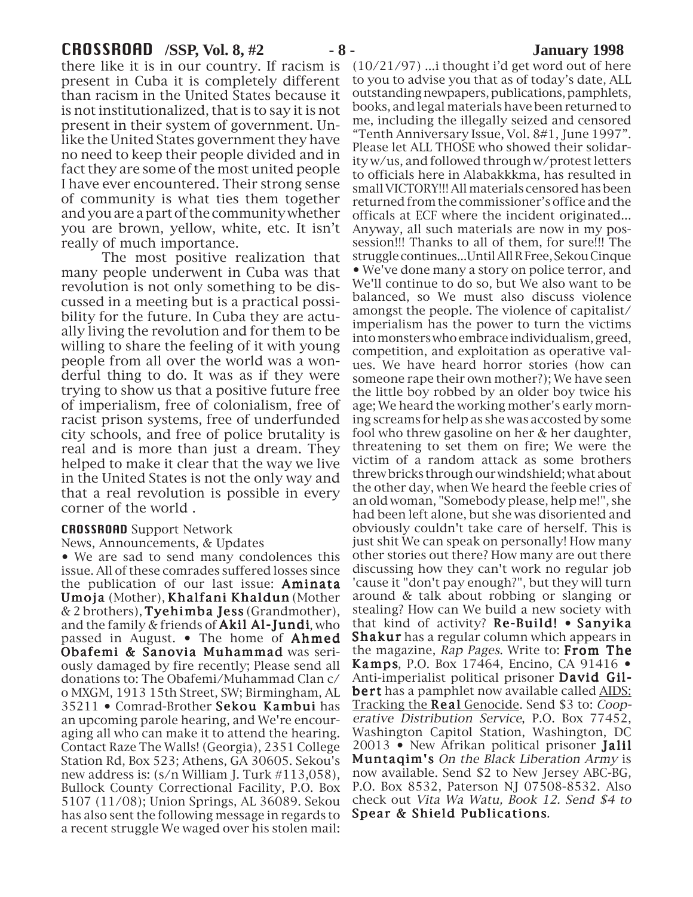there like it is in our country. If racism is present in Cuba it is completely different than racism in the United States because it is not institutionalized, that is to say it is not present in their system of government. Unlike the United States government they have no need to keep their people divided and in fact they are some of the most united people I have ever encountered. Their strong sense of community is what ties them together and you are a part of the community whether you are brown, yellow, white, etc. It isn't really of much importance.

The most positive realization that many people underwent in Cuba was that revolution is not only something to be discussed in a meeting but is a practical possibility for the future. In Cuba they are actually living the revolution and for them to be willing to share the feeling of it with young people from all over the world was a wonderful thing to do. It was as if they were trying to show us that a positive future free of imperialism, free of colonialism, free of racist prison systems, free of underfunded city schools, and free of police brutality is real and is more than just a dream. They helped to make it clear that the way we live in the United States is not the only way and that a real revolution is possible in every corner of the world .

**CROSSROAD** Support Network
News, Announcements, & Updates

• We are sad to send many condolences this issue. All of these comrades suffered losses since the publication of our last issue: **Aminata Umoja** (Mother), **Khalfani Khaldun** (Mother & 2 brothers), **Tyehimba Jess** (Grandmother), and the family & friends of **Akil Al-Jundi**, who passed in August. • The home of **Ahmed Obafemi & Sanovia Muhammad** was seriously damaged by fire recently; Please send all donations to: The Obafemi/Muhammad Clan c/o MXGM, 1913 15th Street, SW; Birmingham, AL 35211 • Comrad-Brother **Sekou Kambui** has an upcoming parole hearing, and We're encouraging all who can make it to attend the hearing. Contact Raze The Walls! (Georgia), 2351 College Station Rd, Box 523; Athens, GA 30605. Sekou's new address is: (s/n William J. Turk #113,058), Bullock County Correctional Facility, P.O. Box 5107 (11/08); Union Springs, AL 36089. Sekou has also sent the following message in regards to a recent struggle We waged over his stolen mail: (10/21/97) ...i thought i'd get word out of here to you to advise you that as of today's date, ALL outstanding newpapers, publications, pamphlets, books, and legal materials have been returned to me, including the illegally seized and censored "Tenth Anniversary Issue, Vol. 8#1, June 1997". Please let ALL THOSE who showed their solidarity w/us, and followed through w/protest letters to officials here in Alabakkkma, has resulted in small VICTORY!!! All materials censored has been returned from the commissioner's office and the officals at ECF where the incident originated... Anyway, all such materials are now in my possession!!! Thanks to all of them, for sure!!! The struggle continues...Until All R Free, Sekou Cinque • We've done many a story on police terror, and We'll continue to do so, but We also want to be balanced, so We must also discuss violence amongst the people. The violence of capitalist/imperialism has the power to turn the victims into monsters who embrace individualism, greed, competition, and exploitation as operative values. We have heard horror stories (how can someone rape their own mother?); We have seen the little boy robbed by an older boy twice his age; We heard the working mother's early morning screams for help as she was accosted by some fool who threw gasoline on her & her daughter, threatening to set them on fire; We were the victim of a random attack as some brothers threw bricks through our windshield; what about the other day, when We heard the feeble cries of an old woman, "Somebody please, help me!", she had been left alone, but she was disoriented and obviously couldn't take care of herself. This is just shit We can speak on personally! How many other stories out there? How many are out there discussing how they can't work no regular job 'cause it "don't pay enough?", but they will turn around & talk about robbing or slanging or stealing? How can We build a new society with that kind of activity? **Re-Build!** • **Sanyika Shakur** has a regular column which appears in the magazine, *Rap Pages*. Write to: **From The Kamps**, P.O. Box 17464, Encino, CA 91416 • Anti-imperialist political prisoner **David Gilbert** has a pamphlet now available called AIDS: Tracking the **Real** Genocide. Send $3 to: *Cooperative Distribution Service*, P.O. Box 77452, Washington Capitol Station, Washington, DC 20013 • New Afrikan political prisoner **Jalil Muntaqim's** *On the Black Liberation Army* is now available. Send $2 to New Jersey ABC-BG, P.O. Box 8532, Paterson NJ 07508-8532. Also check out *Vita Wa Watu, Book 12. Send $4 to* **Spear & Shield Publications**.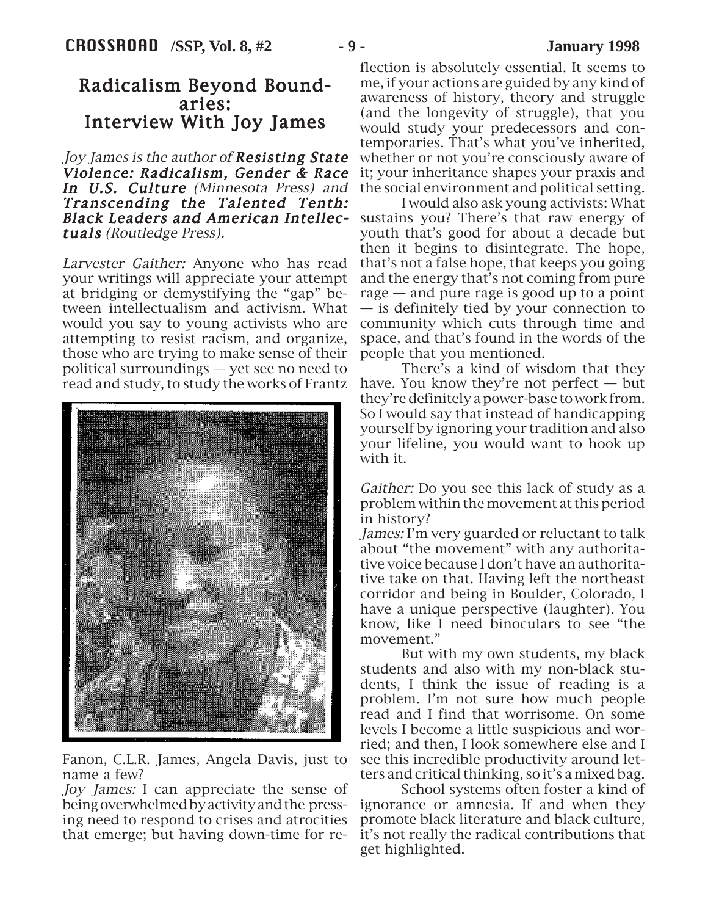## Radicalism Beyond Boundaries: Interview With Joy James

*Joy James is the author of* ***Resisting State Violence: Radicalism, Gender & Race In U.S. Culture*** *(Minnesota Press) and* ***Transcending the Talented Tenth: Black Leaders and American Intellectuals*** *(Routledge Press).*

*Larvester Gaither:* Anyone who has read your writings will appreciate your attempt at bridging or demystifying the "gap" between intellectualism and activism. What would you say to young activists who are attempting to resist racism, and organize, those who are trying to make sense of their political surroundings — yet see no need to read and study, to study the works of Frantz Fanon, C.L.R. James, Angela Davis, just to name a few?

*Joy James:* I can appreciate the sense of being overwhelmed by activity and the pressing need to respond to crises and atrocities that emerge; but having down-time for reflection is absolutely essential. It seems to me, if your actions are guided by any kind of awareness of history, theory and struggle (and the longevity of struggle), that you would study your predecessors and contemporaries. That's what you've inherited, whether or not you're consciously aware of it; your inheritance shapes your praxis and the social environment and political setting.

I would also ask young activists: What sustains you? There's that raw energy of youth that's good for about a decade but then it begins to disintegrate. The hope, that's not a false hope, that keeps you going and the energy that's not coming from pure rage — and pure rage is good up to a point — is definitely tied by your connection to community which cuts through time and space, and that's found in the words of the people that you mentioned.

There's a kind of wisdom that they have. You know they're not perfect — but they're definitely a power-base to work from. So I would say that instead of handicapping yourself by ignoring your tradition and also your lifeline, you would want to hook up with it.

*Gaither:* Do you see this lack of study as a problem within the movement at this period in history?

*James:* I'm very guarded or reluctant to talk about "the movement" with any authoritative voice because I don't have an authoritative take on that. Having left the northeast corridor and being in Boulder, Colorado, I have a unique perspective (laughter). You know, like I need binoculars to see "the movement."

But with my own students, my black students and also with my non-black students, I think the issue of reading is a problem. I'm not sure how much people read and I find that worrisome. On some levels I become a little suspicious and worried; and then, I look somewhere else and I see this incredible productivity around letters and critical thinking, so it's a mixed bag.

School systems often foster a kind of ignorance or amnesia. If and when they promote black literature and black culture, it's not really the radical contributions that get highlighted.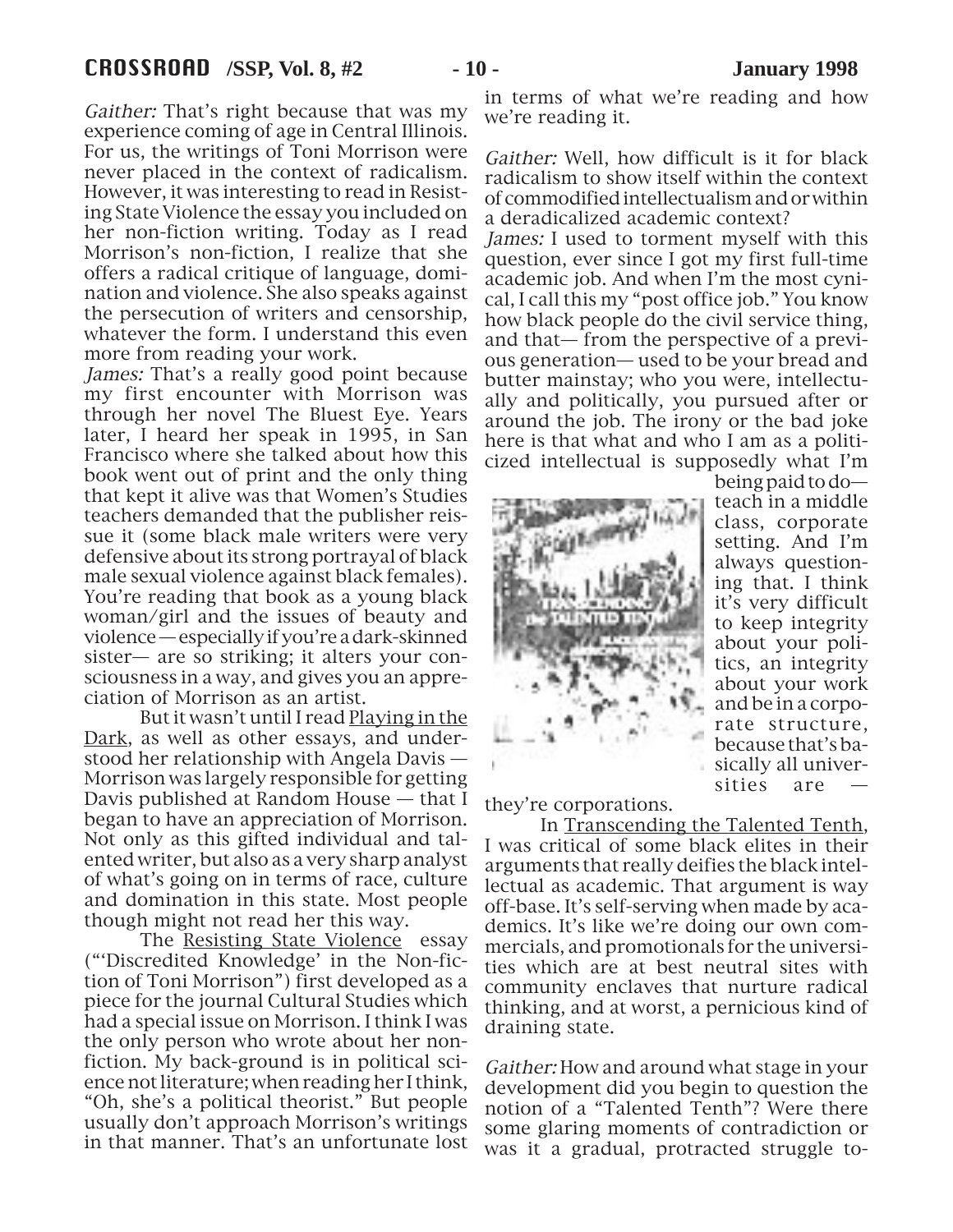*Gaither:* That's right because that was my experience coming of age in Central Illinois. For us, the writings of Toni Morrison were never placed in the context of radicalism. However, it was interesting to read in Resisting State Violence the essay you included on her non-fiction writing. Today as I read Morrison's non-fiction, I realize that she offers a radical critique of language, domination and violence. She also speaks against the persecution of writers and censorship, whatever the form. I understand this even more from reading your work.

*James:* That's a really good point because my first encounter with Morrison was through her novel The Bluest Eye. Years later, I heard her speak in 1995, in San Francisco where she talked about how this book went out of print and the only thing that kept it alive was that Women's Studies teachers demanded that the publisher reissue it (some black male writers were very defensive about its strong portrayal of black male sexual violence against black females). You're reading that book as a young black woman/girl and the issues of beauty and violence — especially if you're a dark-skinned sister— are so striking; it alters your consciousness in a way, and gives you an appreciation of Morrison as an artist.

But it wasn't until I read Playing in the Dark, as well as other essays, and understood her relationship with Angela Davis — Morrison was largely responsible for getting Davis published at Random House — that I began to have an appreciation of Morrison. Not only as this gifted individual and talented writer, but also as a very sharp analyst of what's going on in terms of race, culture and domination in this state. Most people though might not read her this way.

The Resisting State Violence essay ("'Discredited Knowledge' in the Non-fiction of Toni Morrison") first developed as a piece for the journal Cultural Studies which had a special issue on Morrison. I think I was the only person who wrote about her non-fiction. My back-ground is in political science not literature; when reading her I think, "Oh, she's a political theorist." But people usually don't approach Morrison's writings in that manner. That's an unfortunate lost in terms of what we're reading and how we're reading it.

*Gaither:* Well, how difficult is it for black radicalism to show itself within the context of commodified intellectualism and or within a deradicalized academic context?

*James:* I used to torment myself with this question, ever since I got my first full-time academic job. And when I'm the most cynical, I call this my "post office job." You know how black people do the civil service thing, and that— from the perspective of a previous generation— used to be your bread and butter mainstay; who you were, intellectually and politically, you pursued after or around the job. The irony or the bad joke here is that what and who I am as a politicized intellectual is supposedly what I'm being paid to do— teach in a middle class, corporate setting. And I'm always questioning that. I think it's very difficult to keep integrity about your politics, an integrity about your work and be in a corporate structure, because that's basically all universities are — they're corporations.

In Transcending the Talented Tenth, I was critical of some black elites in their arguments that really deifies the black intellectual as academic. That argument is way off-base. It's self-serving when made by academics. It's like we're doing our own commercials, and promotionals for the universities which are at best neutral sites with community enclaves that nurture radical thinking, and at worst, a pernicious kind of draining state.

*Gaither:* How and around what stage in your development did you begin to question the notion of a "Talented Tenth"? Were there some glaring moments of contradiction or was it a gradual, protracted struggle to-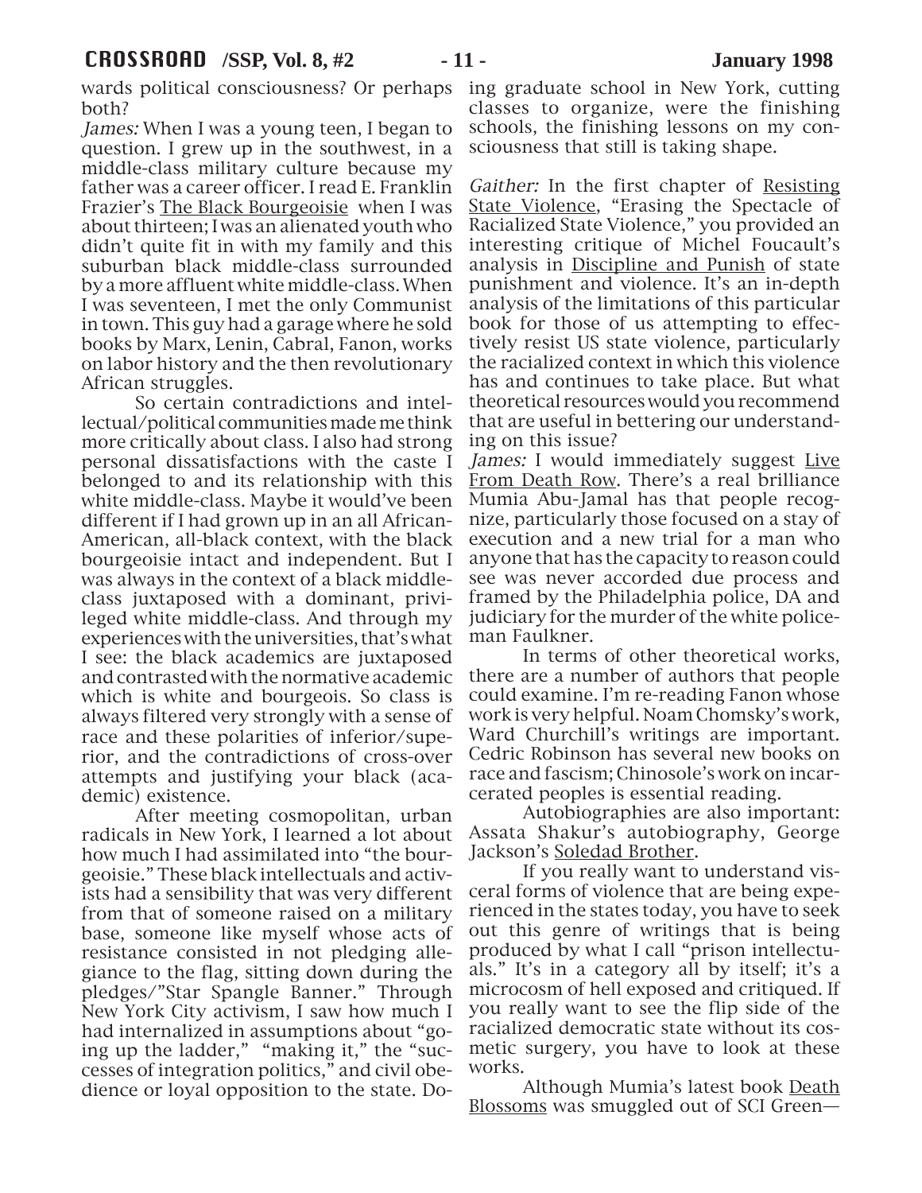wards political consciousness? Or perhaps both?

*James:* When I was a young teen, I began to question. I grew up in the southwest, in a middle-class military culture because my father was a career officer. I read E. Franklin Frazier's The Black Bourgeoisie when I was about thirteen; I was an alienated youth who didn't quite fit in with my family and this suburban black middle-class surrounded by a more affluent white middle-class. When I was seventeen, I met the only Communist in town. This guy had a garage where he sold books by Marx, Lenin, Cabral, Fanon, works on labor history and the then revolutionary African struggles.

So certain contradictions and intellectual/political communities made me think more critically about class. I also had strong personal dissatisfactions with the caste I belonged to and its relationship with this white middle-class. Maybe it would've been different if I had grown up in an all African-American, all-black context, with the black bourgeoisie intact and independent. But I was always in the context of a black middle-class juxtaposed with a dominant, privileged white middle-class. And through my experiences with the universities, that's what I see: the black academics are juxtaposed and contrasted with the normative academic which is white and bourgeois. So class is always filtered very strongly with a sense of race and these polarities of inferior/superior, and the contradictions of cross-over attempts and justifying your black (academic) existence.

After meeting cosmopolitan, urban radicals in New York, I learned a lot about how much I had assimilated into "the bourgeoisie." These black intellectuals and activists had a sensibility that was very different from that of someone raised on a military base, someone like myself whose acts of resistance consisted in not pledging allegiance to the flag, sitting down during the pledges/"Star Spangle Banner." Through New York City activism, I saw how much I had internalized in assumptions about "going up the ladder," "making it," the "successes of integration politics," and civil obedience or loyal opposition to the state. Doing graduate school in New York, cutting classes to organize, were the finishing schools, the finishing lessons on my consciousness that still is taking shape.

*Gaither:* In the first chapter of Resisting State Violence, "Erasing the Spectacle of Racialized State Violence," you provided an interesting critique of Michel Foucault's analysis in Discipline and Punish of state punishment and violence. It's an in-depth analysis of the limitations of this particular book for those of us attempting to effectively resist US state violence, particularly the racialized context in which this violence has and continues to take place. But what theoretical resources would you recommend that are useful in bettering our understanding on this issue?

*James:* I would immediately suggest Live From Death Row. There's a real brilliance Mumia Abu-Jamal has that people recognize, particularly those focused on a stay of execution and a new trial for a man who anyone that has the capacity to reason could see was never accorded due process and framed by the Philadelphia police, DA and judiciary for the murder of the white policeman Faulkner.

In terms of other theoretical works, there are a number of authors that people could examine. I'm re-reading Fanon whose work is very helpful. Noam Chomsky's work, Ward Churchill's writings are important. Cedric Robinson has several new books on race and fascism; Chinosole's work on incarcerated peoples is essential reading.

Autobiographies are also important: Assata Shakur's autobiography, George Jackson's Soledad Brother.

If you really want to understand visceral forms of violence that are being experienced in the states today, you have to seek out this genre of writings that is being produced by what I call "prison intellectuals." It's in a category all by itself; it's a microcosm of hell exposed and critiqued. If you really want to see the flip side of the racialized democratic state without its cosmetic surgery, you have to look at these works.

Although Mumia's latest book Death Blossoms was smuggled out of SCI Green—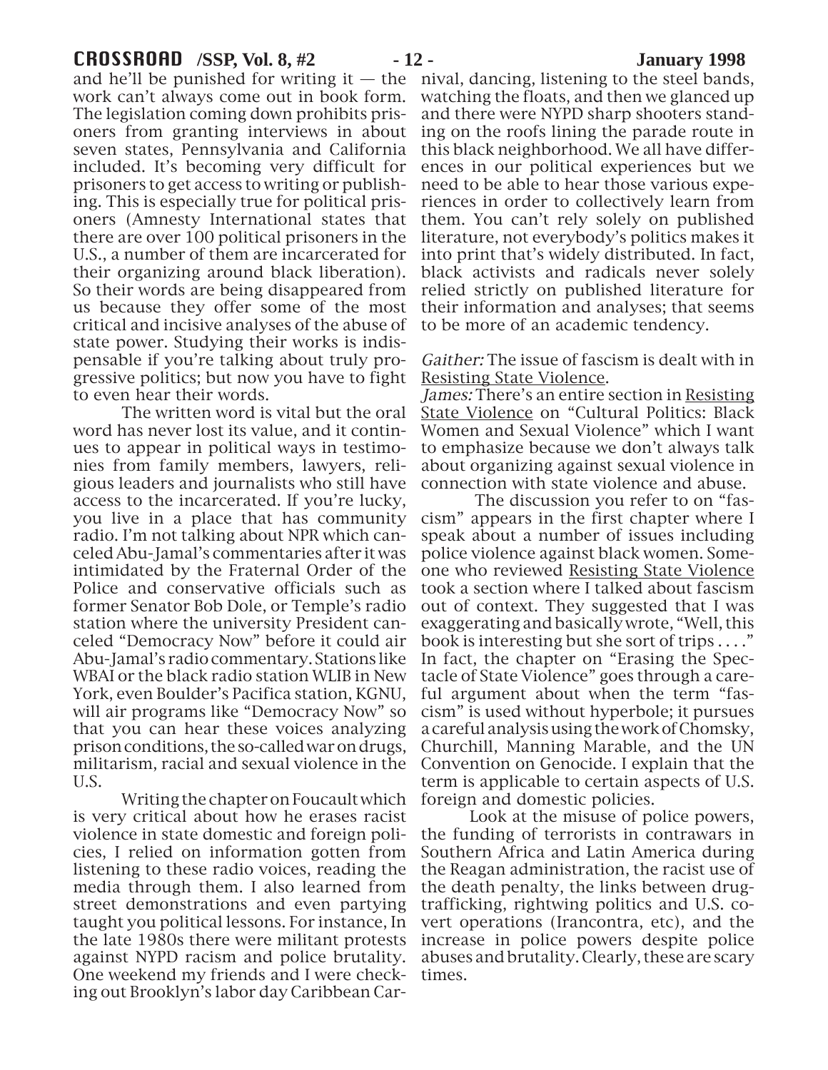and he'll be punished for writing it — the work can't always come out in book form. The legislation coming down prohibits prisoners from granting interviews in about seven states, Pennsylvania and California included. It's becoming very difficult for prisoners to get access to writing or publishing. This is especially true for political prisoners (Amnesty International states that there are over 100 political prisoners in the U.S., a number of them are incarcerated for their organizing around black liberation). So their words are being disappeared from us because they offer some of the most critical and incisive analyses of the abuse of state power. Studying their works is indispensable if you're talking about truly progressive politics; but now you have to fight to even hear their words.

The written word is vital but the oral word has never lost its value, and it continues to appear in political ways in testimonies from family members, lawyers, religious leaders and journalists who still have access to the incarcerated. If you're lucky, you live in a place that has community radio. I'm not talking about NPR which canceled Abu-Jamal's commentaries after it was intimidated by the Fraternal Order of the Police and conservative officials such as former Senator Bob Dole, or Temple's radio station where the university President canceled "Democracy Now" before it could air Abu-Jamal's radio commentary. Stations like WBAI or the black radio station WLIB in New York, even Boulder's Pacifica station, KGNU, will air programs like "Democracy Now" so that you can hear these voices analyzing prison conditions, the so-called war on drugs, militarism, racial and sexual violence in the U.S.

Writing the chapter on Foucault which is very critical about how he erases racist violence in state domestic and foreign policies, I relied on information gotten from listening to these radio voices, reading the media through them. I also learned from street demonstrations and even partying taught you political lessons. For instance, In the late 1980s there were militant protests against NYPD racism and police brutality. One weekend my friends and I were checking out Brooklyn's labor day Caribbean Carnival, dancing, listening to the steel bands, watching the floats, and then we glanced up and there were NYPD sharp shooters standing on the roofs lining the parade route in this black neighborhood. We all have differences in our political experiences but we need to be able to hear those various experiences in order to collectively learn from them. You can't rely solely on published literature, not everybody's politics makes it into print that's widely distributed. In fact, black activists and radicals never solely relied strictly on published literature for their information and analyses; that seems to be more of an academic tendency.

*Gaither:* The issue of fascism is dealt with in Resisting State Violence.

*James:* There's an entire section in Resisting State Violence on "Cultural Politics: Black Women and Sexual Violence" which I want to emphasize because we don't always talk about organizing against sexual violence in connection with state violence and abuse.

The discussion you refer to on "fascism" appears in the first chapter where I speak about a number of issues including police violence against black women. Someone who reviewed Resisting State Violence took a section where I talked about fascism out of context. They suggested that I was exaggerating and basically wrote, "Well, this book is interesting but she sort of trips . . . ." In fact, the chapter on "Erasing the Spectacle of State Violence" goes through a careful argument about when the term "fascism" is used without hyperbole; it pursues a careful analysis using the work of Chomsky, Churchill, Manning Marable, and the UN Convention on Genocide. I explain that the term is applicable to certain aspects of U.S. foreign and domestic policies.

Look at the misuse of police powers, the funding of terrorists in contrawars in Southern Africa and Latin America during the Reagan administration, the racist use of the death penalty, the links between drug-trafficking, rightwing politics and U.S. covert operations (Irancontra, etc), and the increase in police powers despite police abuses and brutality. Clearly, these are scary times.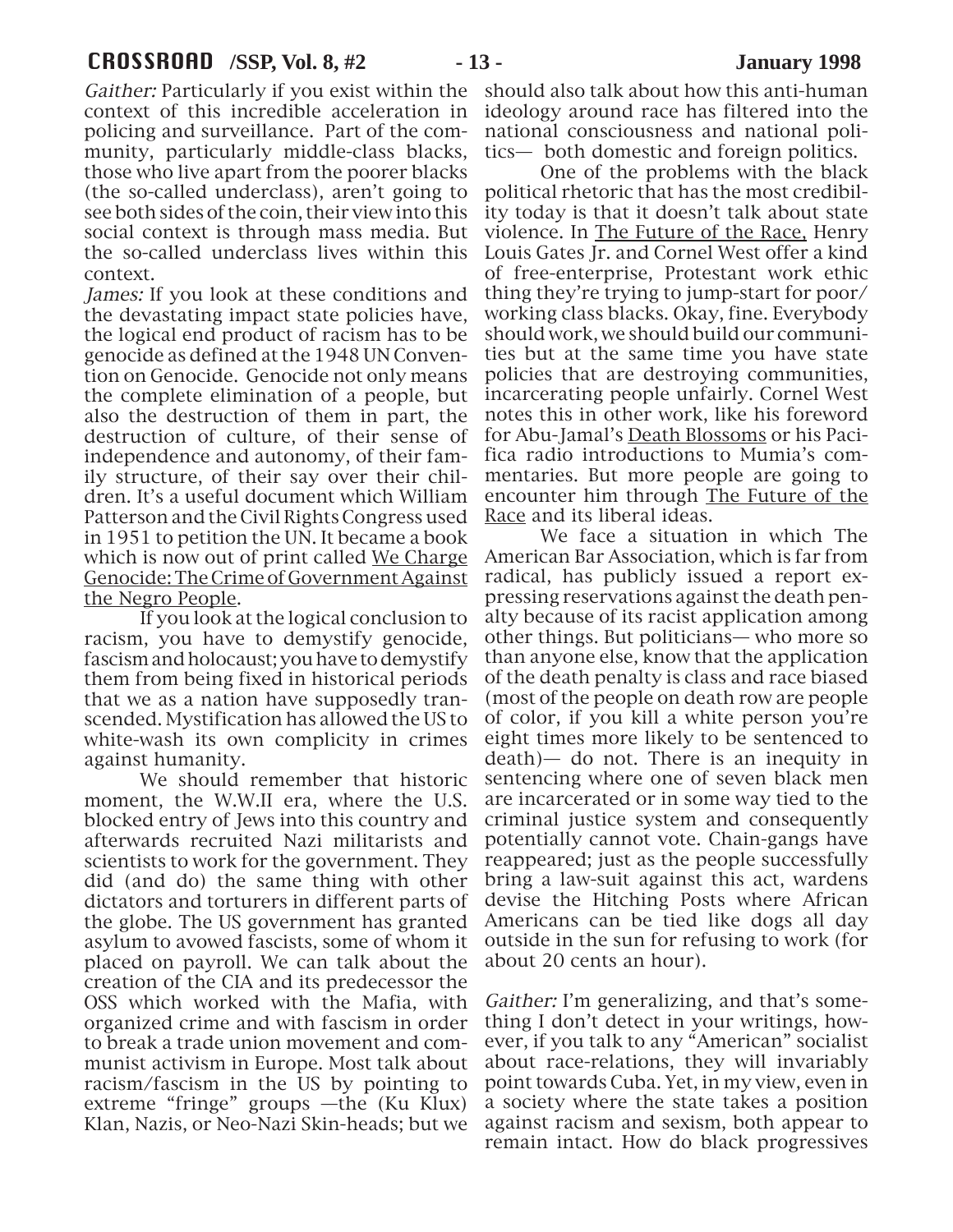*Gaither:* Particularly if you exist within the context of this incredible acceleration in policing and surveillance. Part of the community, particularly middle-class blacks, those who live apart from the poorer blacks (the so-called underclass), aren't going to see both sides of the coin, their view into this social context is through mass media. But the so-called underclass lives within this context.

*James:* If you look at these conditions and the devastating impact state policies have, the logical end product of racism has to be genocide as defined at the 1948 UN Convention on Genocide. Genocide not only means the complete elimination of a people, but also the destruction of them in part, the destruction of culture, of their sense of independence and autonomy, of their family structure, of their say over their children. It's a useful document which William Patterson and the Civil Rights Congress used in 1951 to petition the UN. It became a book which is now out of print called <u>We Charge Genocide: The Crime of Government Against the Negro People</u>.

If you look at the logical conclusion to racism, you have to demystify genocide, fascism and holocaust; you have to demystify them from being fixed in historical periods that we as a nation have supposedly transcended. Mystification has allowed the US to white-wash its own complicity in crimes against humanity.

We should remember that historic moment, the W.W.II era, where the U.S. blocked entry of Jews into this country and afterwards recruited Nazi militarists and scientists to work for the government. They did (and do) the same thing with other dictators and torturers in different parts of the globe. The US government has granted asylum to avowed fascists, some of whom it placed on payroll. We can talk about the creation of the CIA and its predecessor the OSS which worked with the Mafia, with organized crime and with fascism in order to break a trade union movement and communist activism in Europe. Most talk about racism/fascism in the US by pointing to extreme "fringe" groups —the (Ku Klux) Klan, Nazis, or Neo-Nazi Skin-heads; but we should also talk about how this anti-human ideology around race has filtered into the national consciousness and national politics— both domestic and foreign politics.

One of the problems with the black political rhetoric that has the most credibility today is that it doesn't talk about state violence. In <u>The Future of the Race,</u> Henry Louis Gates Jr. and Cornel West offer a kind of free-enterprise, Protestant work ethic thing they're trying to jump-start for poor/working class blacks. Okay, fine. Everybody should work, we should build our communities but at the same time you have state policies that are destroying communities, incarcerating people unfairly. Cornel West notes this in other work, like his foreword for Abu-Jamal's <u>Death Blossoms</u> or his Pacifica radio introductions to Mumia's commentaries. But more people are going to encounter him through <u>The Future of the Race</u> and its liberal ideas.

We face a situation in which The American Bar Association, which is far from radical, has publicly issued a report expressing reservations against the death penalty because of its racist application among other things. But politicians— who more so than anyone else, know that the application of the death penalty is class and race biased (most of the people on death row are people of color, if you kill a white person you're eight times more likely to be sentenced to death)— do not. There is an inequity in sentencing where one of seven black men are incarcerated or in some way tied to the criminal justice system and consequently potentially cannot vote. Chain-gangs have reappeared; just as the people successfully bring a law-suit against this act, wardens devise the Hitching Posts where African Americans can be tied like dogs all day outside in the sun for refusing to work (for about 20 cents an hour).

*Gaither:* I'm generalizing, and that's something I don't detect in your writings, however, if you talk to any "American" socialist about race-relations, they will invariably point towards Cuba. Yet, in my view, even in a society where the state takes a position against racism and sexism, both appear to remain intact. How do black progressives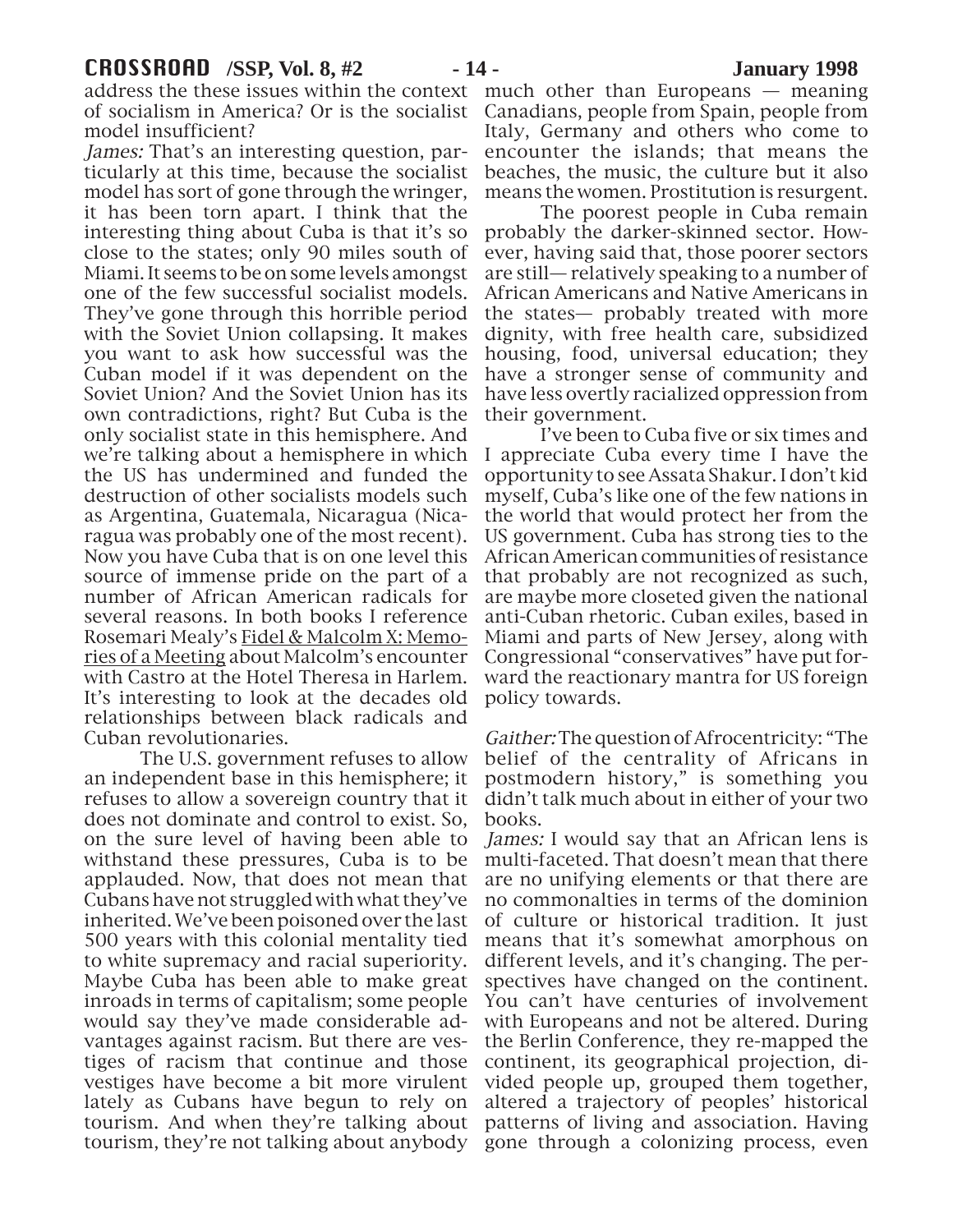address the these issues within the context of socialism in America? Or is the socialist model insufficient?

*James:* That's an interesting question, particularly at this time, because the socialist model has sort of gone through the wringer, it has been torn apart. I think that the interesting thing about Cuba is that it's so close to the states; only 90 miles south of Miami. It seems to be on some levels amongst one of the few successful socialist models. They've gone through this horrible period with the Soviet Union collapsing. It makes you want to ask how successful was the Cuban model if it was dependent on the Soviet Union? And the Soviet Union has its own contradictions, right? But Cuba is the only socialist state in this hemisphere. And we're talking about a hemisphere in which the US has undermined and funded the destruction of other socialists models such as Argentina, Guatemala, Nicaragua (Nicaragua was probably one of the most recent). Now you have Cuba that is on one level this source of immense pride on the part of a number of African American radicals for several reasons. In both books I reference Rosemari Mealy's Fidel & Malcolm X: Memories of a Meeting about Malcolm's encounter with Castro at the Hotel Theresa in Harlem. It's interesting to look at the decades old relationships between black radicals and Cuban revolutionaries.

The U.S. government refuses to allow an independent base in this hemisphere; it refuses to allow a sovereign country that it does not dominate and control to exist. So, on the sure level of having been able to withstand these pressures, Cuba is to be applauded. Now, that does not mean that Cubans have not struggled with what they've inherited. We've been poisoned over the last 500 years with this colonial mentality tied to white supremacy and racial superiority. Maybe Cuba has been able to make great inroads in terms of capitalism; some people would say they've made considerable advantages against racism. But there are vestiges of racism that continue and those vestiges have become a bit more virulent lately as Cubans have begun to rely on tourism. And when they're talking about tourism, they're not talking about anybody much other than Europeans — meaning Canadians, people from Spain, people from Italy, Germany and others who come to encounter the islands; that means the beaches, the music, the culture but it also means the women. Prostitution is resurgent.

The poorest people in Cuba remain probably the darker-skinned sector. However, having said that, those poorer sectors are still— relatively speaking to a number of African Americans and Native Americans in the states— probably treated with more dignity, with free health care, subsidized housing, food, universal education; they have a stronger sense of community and have less overtly racialized oppression from their government.

I've been to Cuba five or six times and I appreciate Cuba every time I have the opportunity to see Assata Shakur. I don't kid myself, Cuba's like one of the few nations in the world that would protect her from the US government. Cuba has strong ties to the African American communities of resistance that probably are not recognized as such, are maybe more closeted given the national anti-Cuban rhetoric. Cuban exiles, based in Miami and parts of New Jersey, along with Congressional "conservatives" have put forward the reactionary mantra for US foreign policy towards.

*Gaither:* The question of Afrocentricity: "The belief of the centrality of Africans in postmodern history," is something you didn't talk much about in either of your two books.

*James:* I would say that an African lens is multi-faceted. That doesn't mean that there are no unifying elements or that there are no commonalties in terms of the dominion of culture or historical tradition. It just means that it's somewhat amorphous on different levels, and it's changing. The perspectives have changed on the continent. You can't have centuries of involvement with Europeans and not be altered. During the Berlin Conference, they re-mapped the continent, its geographical projection, divided people up, grouped them together, altered a trajectory of peoples' historical patterns of living and association. Having gone through a colonizing process, even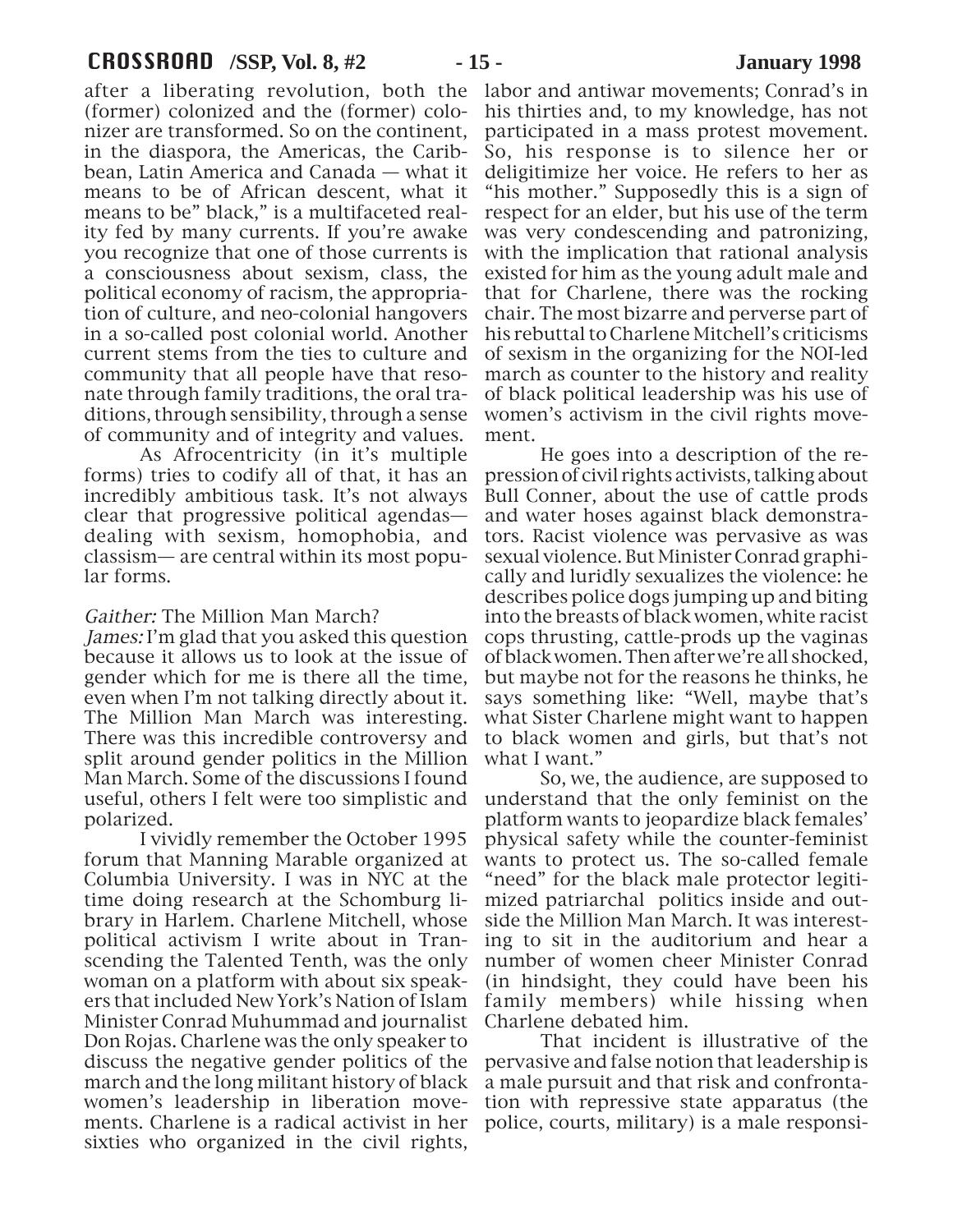after a liberating revolution, both the (former) colonized and the (former) colonizer are transformed. So on the continent, in the diaspora, the Americas, the Caribbean, Latin America and Canada — what it means to be of African descent, what it means to be" black," is a multifaceted reality fed by many currents. If you're awake you recognize that one of those currents is a consciousness about sexism, class, the political economy of racism, the appropriation of culture, and neo-colonial hangovers in a so-called post colonial world. Another current stems from the ties to culture and community that all people have that resonate through family traditions, the oral traditions, through sensibility, through a sense of community and of integrity and values.

As Afrocentricity (in it's multiple forms) tries to codify all of that, it has an incredibly ambitious task. It's not always clear that progressive political agendas— dealing with sexism, homophobia, and classism— are central within its most popular forms.

*Gaither:* The Million Man March?

*James:* I'm glad that you asked this question because it allows us to look at the issue of gender which for me is there all the time, even when I'm not talking directly about it. The Million Man March was interesting. There was this incredible controversy and split around gender politics in the Million Man March. Some of the discussions I found useful, others I felt were too simplistic and polarized.

I vividly remember the October 1995 forum that Manning Marable organized at Columbia University. I was in NYC at the time doing research at the Schomburg library in Harlem. Charlene Mitchell, whose political activism I write about in Transcending the Talented Tenth, was the only woman on a platform with about six speakers that included New York's Nation of Islam Minister Conrad Muhummad and journalist Don Rojas. Charlene was the only speaker to discuss the negative gender politics of the march and the long militant history of black women's leadership in liberation movements. Charlene is a radical activist in her sixties who organized in the civil rights, labor and antiwar movements; Conrad's in his thirties and, to my knowledge, has not participated in a mass protest movement. So, his response is to silence her or deligitimize her voice. He refers to her as "his mother." Supposedly this is a sign of respect for an elder, but his use of the term was very condescending and patronizing, with the implication that rational analysis existed for him as the young adult male and that for Charlene, there was the rocking chair. The most bizarre and perverse part of his rebuttal to Charlene Mitchell's criticisms of sexism in the organizing for the NOI-led march as counter to the history and reality of black political leadership was his use of women's activism in the civil rights movement.

He goes into a description of the repression of civil rights activists, talking about Bull Conner, about the use of cattle prods and water hoses against black demonstrators. Racist violence was pervasive as was sexual violence. But Minister Conrad graphically and luridly sexualizes the violence: he describes police dogs jumping up and biting into the breasts of black women, white racist cops thrusting, cattle-prods up the vaginas of black women. Then after we're all shocked, but maybe not for the reasons he thinks, he says something like: "Well, maybe that's what Sister Charlene might want to happen to black women and girls, but that's not what I want."

So, we, the audience, are supposed to understand that the only feminist on the platform wants to jeopardize black females' physical safety while the counter-feminist wants to protect us. The so-called female "need" for the black male protector legitimized patriarchal politics inside and outside the Million Man March. It was interesting to sit in the auditorium and hear a number of women cheer Minister Conrad (in hindsight, they could have been his family members) while hissing when Charlene debated him.

That incident is illustrative of the pervasive and false notion that leadership is a male pursuit and that risk and confrontation with repressive state apparatus (the police, courts, military) is a male responsi-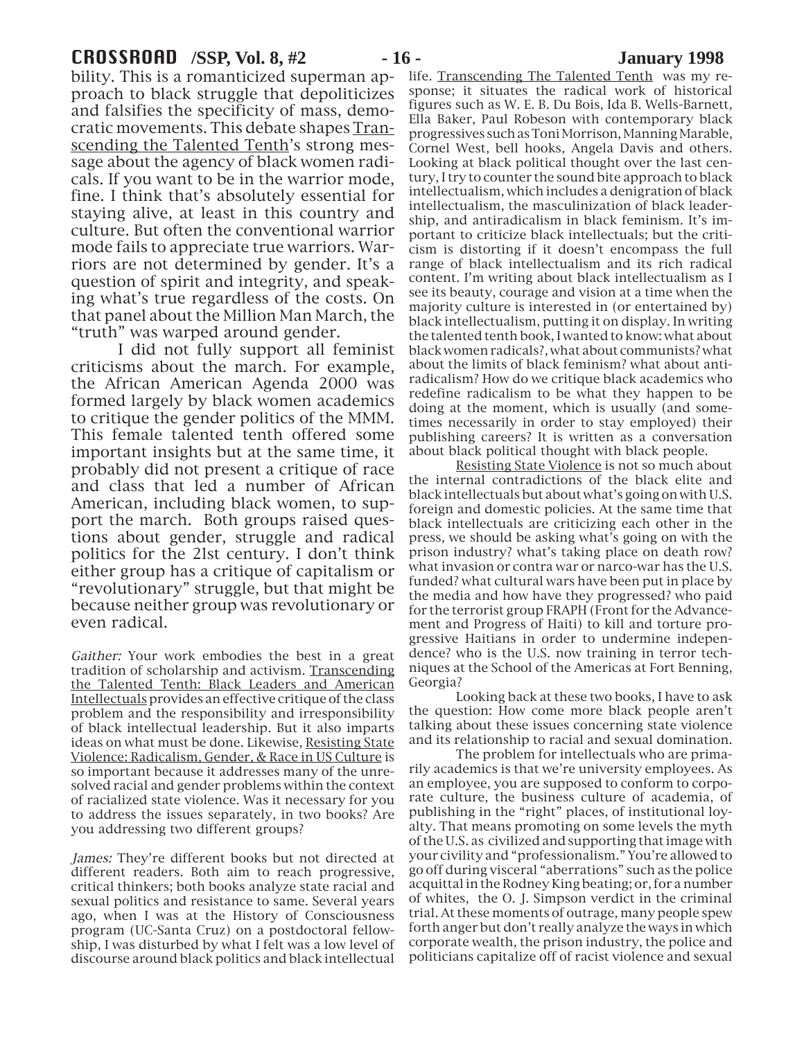bility. This is a romanticized superman approach to black struggle that depoliticizes and falsifies the specificity of mass, democratic movements. This debate shapes Transcending the Talented Tenth's strong message about the agency of black women radicals. If you want to be in the warrior mode, fine. I think that's absolutely essential for staying alive, at least in this country and culture. But often the conventional warrior mode fails to appreciate true warriors. Warriors are not determined by gender. It's a question of spirit and integrity, and speaking what's true regardless of the costs. On that panel about the Million Man March, the "truth" was warped around gender.

I did not fully support all feminist criticisms about the march. For example, the African American Agenda 2000 was formed largely by black women academics to critique the gender politics of the MMM. This female talented tenth offered some important insights but at the same time, it probably did not present a critique of race and class that led a number of African American, including black women, to support the march. Both groups raised questions about gender, struggle and radical politics for the 2lst century. I don't think either group has a critique of capitalism or "revolutionary" struggle, but that might be because neither group was revolutionary or even radical.

*Gaither:* Your work embodies the best in a great tradition of scholarship and activism. Transcending the Talented Tenth: Black Leaders and American Intellectuals provides an effective critique of the class problem and the responsibility and irresponsibility of black intellectual leadership. But it also imparts ideas on what must be done. Likewise, Resisting State Violence: Radicalism, Gender, & Race in US Culture is so important because it addresses many of the unresolved racial and gender problems within the context of racialized state violence. Was it necessary for you to address the issues separately, in two books? Are you addressing two different groups?

*James:* They're different books but not directed at different readers. Both aim to reach progressive, critical thinkers; both books analyze state racial and sexual politics and resistance to same. Several years ago, when I was at the History of Consciousness program (UC-Santa Cruz) on a postdoctoral fellowship, I was disturbed by what I felt was a low level of discourse around black politics and black intellectual life. Transcending The Talented Tenth was my response; it situates the radical work of historical figures such as W. E. B. Du Bois, Ida B. Wells-Barnett, Ella Baker, Paul Robeson with contemporary black progressives such as Toni Morrison, Manning Marable, Cornel West, bell hooks, Angela Davis and others. Looking at black political thought over the last century, I try to counter the sound bite approach to black intellectualism, which includes a denigration of black intellectualism, the masculinization of black leadership, and antiradicalism in black feminism. It's important to criticize black intellectuals; but the criticism is distorting if it doesn't encompass the full range of black intellectualism and its rich radical content. I'm writing about black intellectualism as I see its beauty, courage and vision at a time when the majority culture is interested in (or entertained by) black intellectualism, putting it on display. In writing the talented tenth book, I wanted to know: what about black women radicals?, what about communists? what about the limits of black feminism? what about antiradicalism? How do we critique black academics who redefine radicalism to be what they happen to be doing at the moment, which is usually (and sometimes necessarily in order to stay employed) their publishing careers? It is written as a conversation about black political thought with black people.

Resisting State Violence is not so much about the internal contradictions of the black elite and black intellectuals but about what's going on with U.S. foreign and domestic policies. At the same time that black intellectuals are criticizing each other in the press, we should be asking what's going on with the prison industry? what's taking place on death row? what invasion or contra war or narco-war has the U.S. funded? what cultural wars have been put in place by the media and how have they progressed? who paid for the terrorist group FRAPH (Front for the Advancement and Progress of Haiti) to kill and torture progressive Haitians in order to undermine independence? who is the U.S. now training in terror techniques at the School of the Americas at Fort Benning, Georgia?

Looking back at these two books, I have to ask the question: How come more black people aren't talking about these issues concerning state violence and its relationship to racial and sexual domination.

The problem for intellectuals who are primarily academics is that we're university employees. As an employee, you are supposed to conform to corporate culture, the business culture of academia, of publishing in the "right" places, of institutional loyalty. That means promoting on some levels the myth of the U.S. as civilized and supporting that image with your civility and "professionalism." You're allowed to go off during visceral "aberrations" such as the police acquittal in the Rodney King beating; or, for a number of whites, the O. J. Simpson verdict in the criminal trial. At these moments of outrage, many people spew forth anger but don't really analyze the ways in which corporate wealth, the prison industry, the police and politicians capitalize off of racist violence and sexual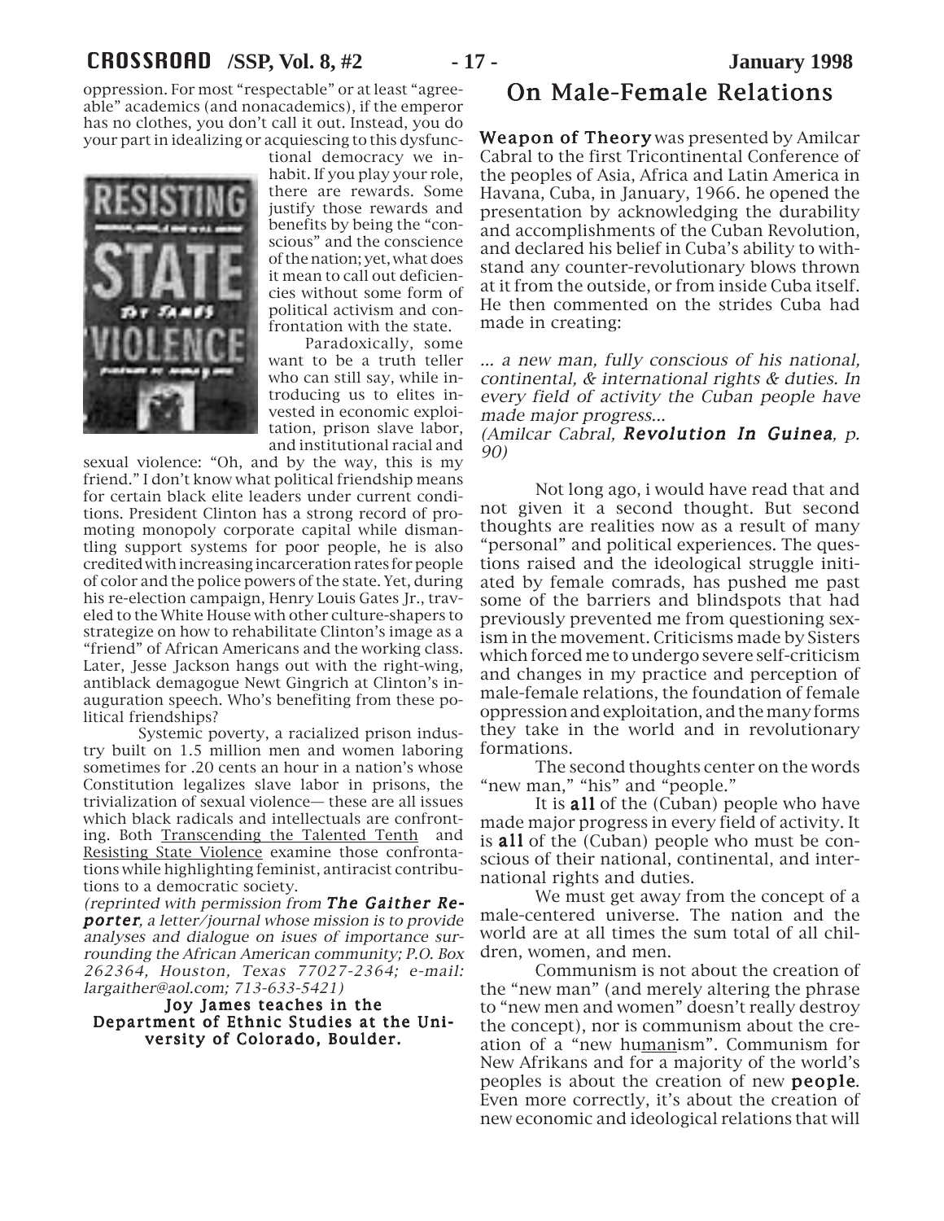oppression. For most "respectable" or at least "agreeable" academics (and nonacademics), if the emperor has no clothes, you don't call it out. Instead, you do your part in idealizing or acquiescing to this dysfunctional democracy we inhabit. If you play your role, there are rewards. Some justify those rewards and benefits by being the "conscious" and the conscience of the nation; yet, what does it mean to call out deficiencies without some form of political activism and confrontation with the state.

Paradoxically, some want to be a truth teller who can still say, while introducing us to elites invested in economic exploitation, prison slave labor, and institutional racial and sexual violence: "Oh, and by the way, this is my friend." I don't know what political friendship means for certain black elite leaders under current conditions. President Clinton has a strong record of promoting monopoly corporate capital while dismantling support systems for poor people, he is also credited with increasing incarceration rates for people of color and the police powers of the state. Yet, during his re-election campaign, Henry Louis Gates Jr., traveled to the White House with other culture-shapers to strategize on how to rehabilitate Clinton's image as a "friend" of African Americans and the working class. Later, Jesse Jackson hangs out with the right-wing, antiblack demagogue Newt Gingrich at Clinton's inauguration speech. Who's benefiting from these political friendships?

Systemic poverty, a racialized prison industry built on 1.5 million men and women laboring sometimes for .20 cents an hour in a nation's whose Constitution legalizes slave labor in prisons, the trivialization of sexual violence— these are all issues which black radicals and intellectuals are confronting. Both Transcending the Talented Tenth and Resisting State Violence examine those confrontations while highlighting feminist, antiracist contributions to a democratic society.

*(reprinted with permission from **The Gaither Reporter**, a letter/journal whose mission is to provide analyses and dialogue on isues of importance surrounding the African American community; P.O. Box 262364, Houston, Texas 77027-2364; e-mail: largaither@aol.com; 713-633-5421)*

**Joy James teaches in the Department of Ethnic Studies at the University of Colorado, Boulder.**

# On Male-Female Relations

**Weapon of Theory** was presented by Amilcar Cabral to the first Tricontinental Conference of the peoples of Asia, Africa and Latin America in Havana, Cuba, in January, 1966. he opened the presentation by acknowledging the durability and accomplishments of the Cuban Revolution, and declared his belief in Cuba's ability to withstand any counter-revolutionary blows thrown at it from the outside, or from inside Cuba itself. He then commented on the strides Cuba had made in creating:

*... a new man, fully conscious of his national, continental, & international rights & duties. In every field of activity the Cuban people have made major progress...*
*(Amilcar Cabral, **Revolution In Guinea**, p. 90)*

Not long ago, i would have read that and not given it a second thought. But second thoughts are realities now as a result of many "personal" and political experiences. The questions raised and the ideological struggle initiated by female comrads, has pushed me past some of the barriers and blindspots that had previously prevented me from questioning sexism in the movement. Criticisms made by Sisters which forced me to undergo severe self-criticism and changes in my practice and perception of male-female relations, the foundation of female oppression and exploitation, and the many forms they take in the world and in revolutionary formations.

The second thoughts center on the words "new man," "his" and "people."

It is **all** of the (Cuban) people who have made major progress in every field of activity. It is **all** of the (Cuban) people who must be conscious of their national, continental, and international rights and duties.

We must get away from the concept of a male-centered universe. The nation and the world are at all times the sum total of all children, women, and men.

Communism is not about the creation of the "new man" (and merely altering the phrase to "new men and women" doesn't really destroy the concept), nor is communism about the creation of a "new hu<u>man</u>ism". Communism for New Afrikans and for a majority of the world's peoples is about the creation of new **people**. Even more correctly, it's about the creation of new economic and ideological relations that will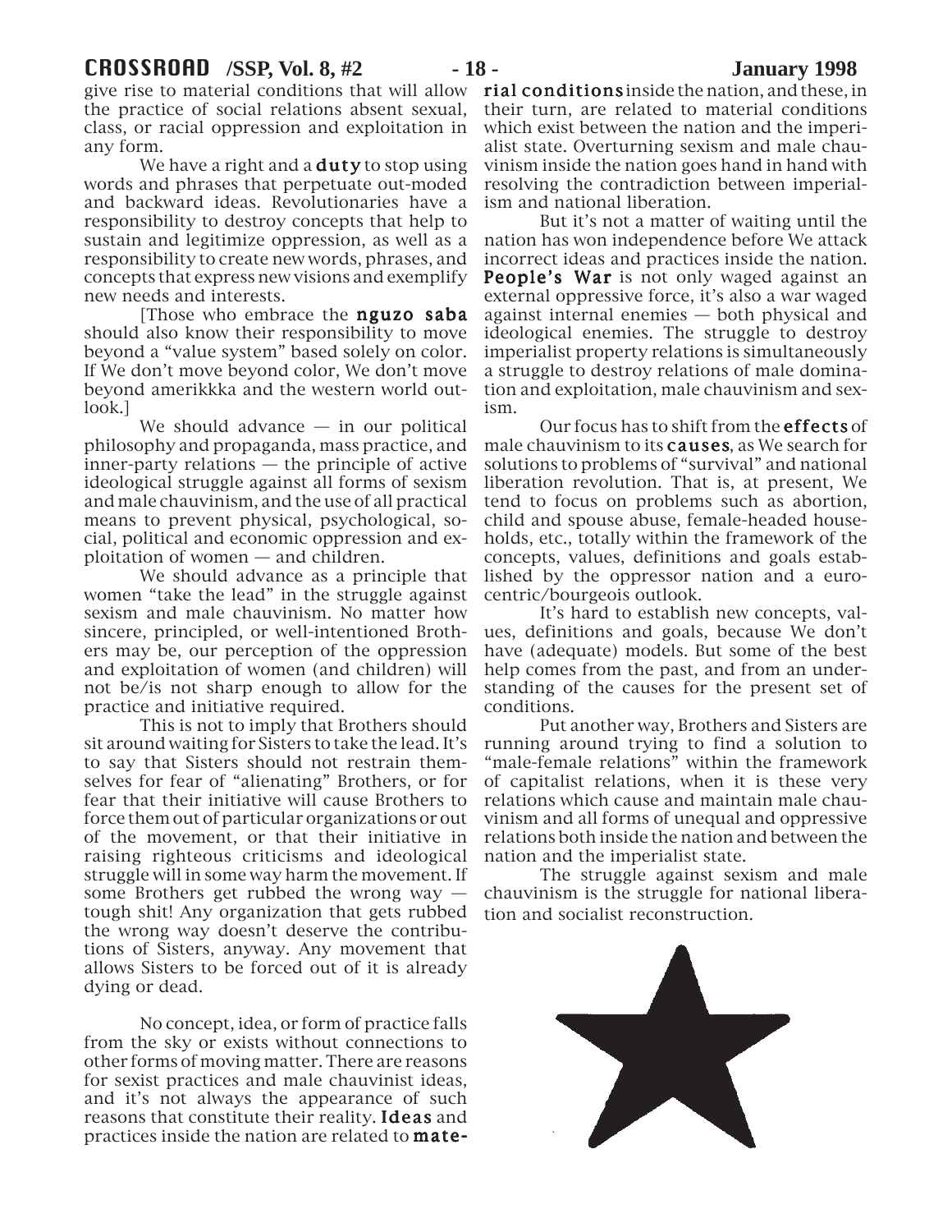give rise to material conditions that will allow the practice of social relations absent sexual, class, or racial oppression and exploitation in any form.

We have a right and a **duty** to stop using words and phrases that perpetuate out-moded and backward ideas. Revolutionaries have a responsibility to destroy concepts that help to sustain and legitimize oppression, as well as a responsibility to create new words, phrases, and concepts that express new visions and exemplify new needs and interests.

[Those who embrace the **nguzo saba** should also know their responsibility to move beyond a "value system" based solely on color. If We don't move beyond color, We don't move beyond amerikkka and the western world outlook.]

We should advance — in our political philosophy and propaganda, mass practice, and inner-party relations — the principle of active ideological struggle against all forms of sexism and male chauvinism, and the use of all practical means to prevent physical, psychological, social, political and economic oppression and exploitation of women — and children.

We should advance as a principle that women "take the lead" in the struggle against sexism and male chauvinism. No matter how sincere, principled, or well-intentioned Brothers may be, our perception of the oppression and exploitation of women (and children) will not be/is not sharp enough to allow for the practice and initiative required.

This is not to imply that Brothers should sit around waiting for Sisters to take the lead. It's to say that Sisters should not restrain themselves for fear of "alienating" Brothers, or for fear that their initiative will cause Brothers to force them out of particular organizations or out of the movement, or that their initiative in raising righteous criticisms and ideological struggle will in some way harm the movement. If some Brothers get rubbed the wrong way — tough shit! Any organization that gets rubbed the wrong way doesn't deserve the contributions of Sisters, anyway. Any movement that allows Sisters to be forced out of it is already dying or dead.

No concept, idea, or form of practice falls from the sky or exists without connections to other forms of moving matter. There are reasons for sexist practices and male chauvinist ideas, and it's not always the appearance of such reasons that constitute their reality. **Ideas** and practices inside the nation are related to **material conditions** inside the nation, and these, in their turn, are related to material conditions which exist between the nation and the imperialist state. Overturning sexism and male chauvinism inside the nation goes hand in hand with resolving the contradiction between imperialism and national liberation.

But it's not a matter of waiting until the nation has won independence before We attack incorrect ideas and practices inside the nation. **People's War** is not only waged against an external oppressive force, it's also a war waged against internal enemies — both physical and ideological enemies. The struggle to destroy imperialist property relations is simultaneously a struggle to destroy relations of male domination and exploitation, male chauvinism and sexism.

Our focus has to shift from the **effects** of male chauvinism to its **causes**, as We search for solutions to problems of "survival" and national liberation revolution. That is, at present, We tend to focus on problems such as abortion, child and spouse abuse, female-headed households, etc., totally within the framework of the concepts, values, definitions and goals established by the oppressor nation and a eurocentric/bourgeois outlook.

It's hard to establish new concepts, values, definitions and goals, because We don't have (adequate) models. But some of the best help comes from the past, and from an understanding of the causes for the present set of conditions.

Put another way, Brothers and Sisters are running around trying to find a solution to "male-female relations" within the framework of capitalist relations, when it is these very relations which cause and maintain male chauvinism and all forms of unequal and oppressive relations both inside the nation and between the nation and the imperialist state.

The struggle against sexism and male chauvinism is the struggle for national liberation and socialist reconstruction.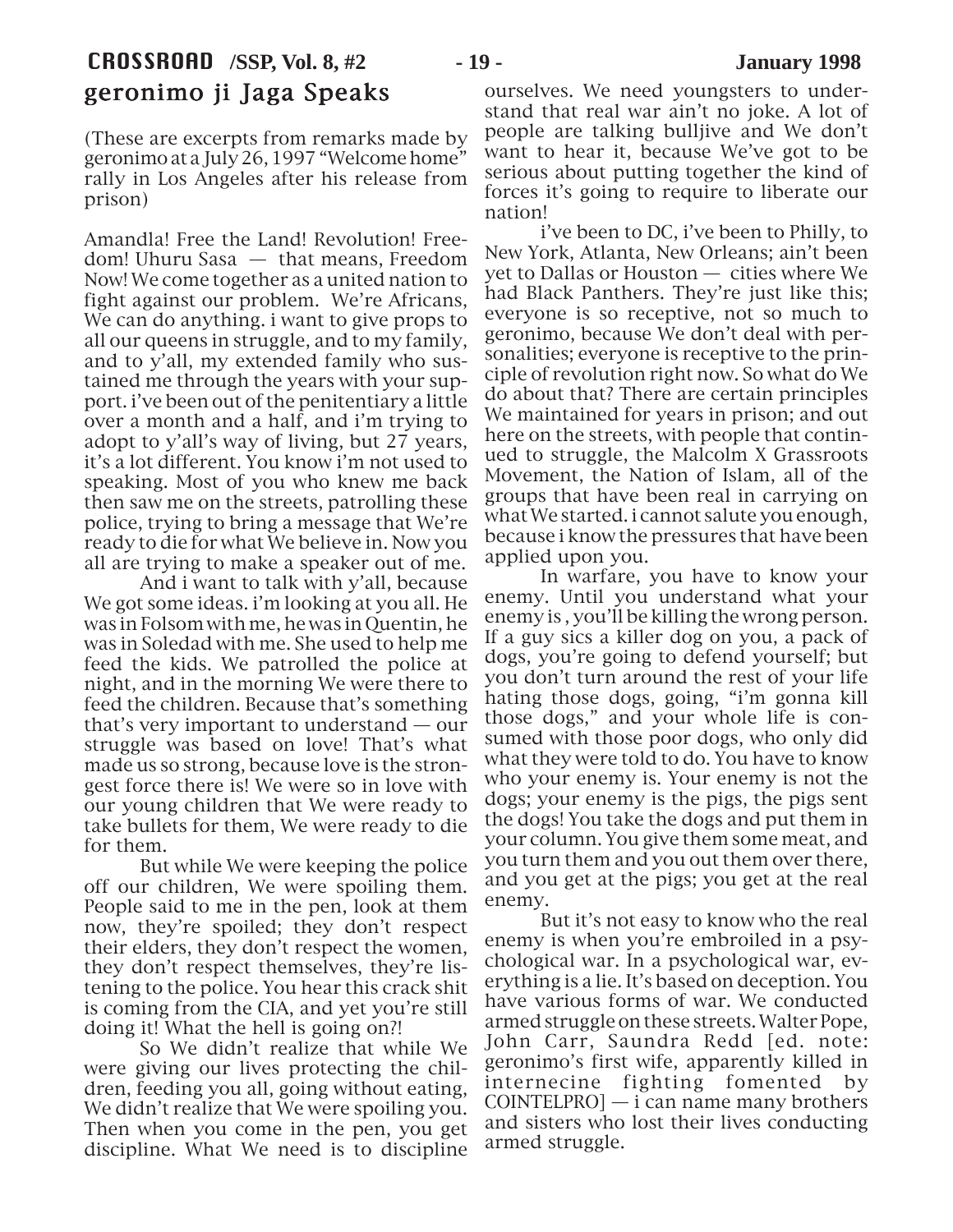# geronimo ji Jaga Speaks

(These are excerpts from remarks made by geronimo at a July 26, 1997 "Welcome home" rally in Los Angeles after his release from prison)

Amandla! Free the Land! Revolution! Freedom! Uhuru Sasa — that means, Freedom Now! We come together as a united nation to fight against our problem. We're Africans, We can do anything. i want to give props to all our queens in struggle, and to my family, and to y'all, my extended family who sustained me through the years with your support. i've been out of the penitentiary a little over a month and a half, and i'm trying to adopt to y'all's way of living, but 27 years, it's a lot different. You know i'm not used to speaking. Most of you who knew me back then saw me on the streets, patrolling these police, trying to bring a message that We're ready to die for what We believe in. Now you all are trying to make a speaker out of me.

And i want to talk with y'all, because We got some ideas. i'm looking at you all. He was in Folsom with me, he was in Quentin, he was in Soledad with me. She used to help me feed the kids. We patrolled the police at night, and in the morning We were there to feed the children. Because that's something that's very important to understand — our struggle was based on love! That's what made us so strong, because love is the strongest force there is! We were so in love with our young children that We were ready to take bullets for them, We were ready to die for them.

But while We were keeping the police off our children, We were spoiling them. People said to me in the pen, look at them now, they're spoiled; they don't respect their elders, they don't respect the women, they don't respect themselves, they're listening to the police. You hear this crack shit is coming from the CIA, and yet you're still doing it! What the hell is going on?!

So We didn't realize that while We were giving our lives protecting the children, feeding you all, going without eating, We didn't realize that We were spoiling you. Then when you come in the pen, you get discipline. What We need is to discipline ourselves. We need youngsters to understand that real war ain't no joke. A lot of people are talking bulljive and We don't want to hear it, because We've got to be serious about putting together the kind of forces it's going to require to liberate our nation!

i've been to DC, i've been to Philly, to New York, Atlanta, New Orleans; ain't been yet to Dallas or Houston — cities where We had Black Panthers. They're just like this; everyone is so receptive, not so much to geronimo, because We don't deal with personalities; everyone is receptive to the principle of revolution right now. So what do We do about that? There are certain principles We maintained for years in prison; and out here on the streets, with people that continued to struggle, the Malcolm X Grassroots Movement, the Nation of Islam, all of the groups that have been real in carrying on what We started. i cannot salute you enough, because i know the pressures that have been applied upon you.

In warfare, you have to know your enemy. Until you understand what your enemy is , you'll be killing the wrong person. If a guy sics a killer dog on you, a pack of dogs, you're going to defend yourself; but you don't turn around the rest of your life hating those dogs, going, "i'm gonna kill those dogs," and your whole life is consumed with those poor dogs, who only did what they were told to do. You have to know who your enemy is. Your enemy is not the dogs; your enemy is the pigs, the pigs sent the dogs! You take the dogs and put them in your column. You give them some meat, and you turn them and you out them over there, and you get at the pigs; you get at the real enemy.

But it's not easy to know who the real enemy is when you're embroiled in a psychological war. In a psychological war, everything is a lie. It's based on deception. You have various forms of war. We conducted armed struggle on these streets. Walter Pope, John Carr, Saundra Redd [ed. note: geronimo's first wife, apparently killed in internecine fighting fomented by COINTELPRO] — i can name many brothers and sisters who lost their lives conducting armed struggle.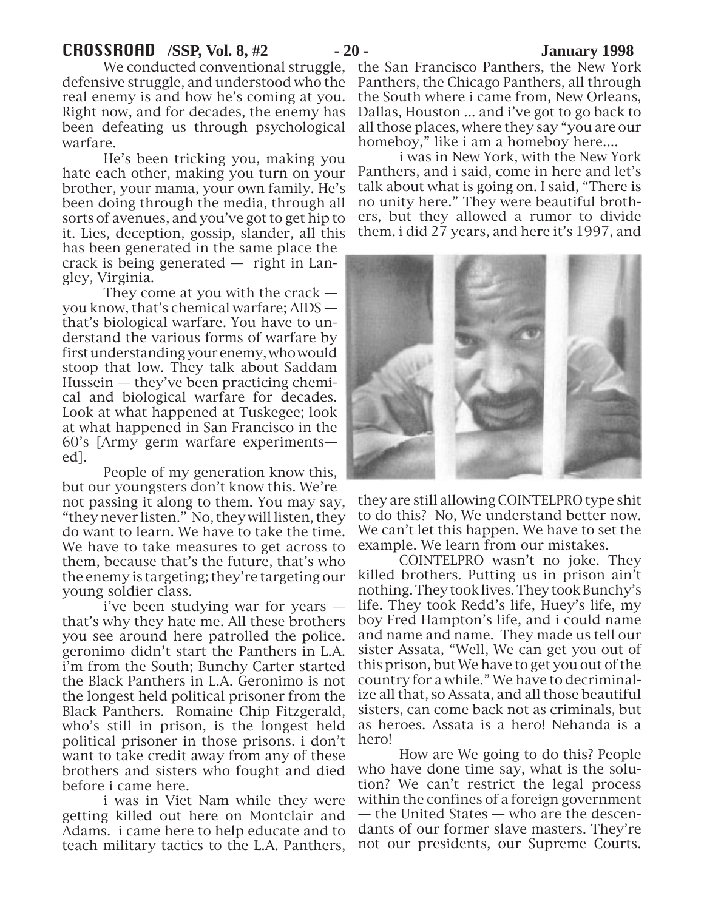We conducted conventional struggle, defensive struggle, and understood who the real enemy is and how he's coming at you. Right now, and for decades, the enemy has been defeating us through psychological warfare.

He's been tricking you, making you hate each other, making you turn on your brother, your mama, your own family. He's been doing through the media, through all sorts of avenues, and you've got to get hip to it. Lies, deception, gossip, slander, all this has been generated in the same place the crack is being generated — right in Langley, Virginia.

They come at you with the crack — you know, that's chemical warfare; AIDS — that's biological warfare. You have to understand the various forms of warfare by first understanding your enemy, who would stoop that low. They talk about Saddam Hussein — they've been practicing chemical and biological warfare for decades. Look at what happened at Tuskegee; look at what happened in San Francisco in the 60's [Army germ warfare experiments—ed].

People of my generation know this, but our youngsters don't know this. We're not passing it along to them. You may say, "they never listen." No, they will listen, they do want to learn. We have to take the time. We have to take measures to get across to them, because that's the future, that's who the enemy is targeting; they're targeting our young soldier class.

i've been studying war for years — that's why they hate me. All these brothers you see around here patrolled the police. geronimo didn't start the Panthers in L.A. i'm from the South; Bunchy Carter started the Black Panthers in L.A. Geronimo is not the longest held political prisoner from the Black Panthers. Romaine Chip Fitzgerald, who's still in prison, is the longest held political prisoner in those prisons. i don't want to take credit away from any of these brothers and sisters who fought and died before i came here.

i was in Viet Nam while they were getting killed out here on Montclair and Adams. i came here to help educate and to teach military tactics to the L.A. Panthers, the San Francisco Panthers, the New York Panthers, the Chicago Panthers, all through the South where i came from, New Orleans, Dallas, Houston ... and i've got to go back to all those places, where they say "you are our homeboy," like i am a homeboy here....

i was in New York, with the New York Panthers, and i said, come in here and let's talk about what is going on. I said, "There is no unity here." They were beautiful brothers, but they allowed a rumor to divide them. i did 27 years, and here it's 1997, and they are still allowing COINTELPRO type shit to do this? No, We understand better now. We can't let this happen. We have to set the example. We learn from our mistakes.

COINTELPRO wasn't no joke. They killed brothers. Putting us in prison ain't nothing. They took lives. They took Bunchy's life. They took Redd's life, Huey's life, my boy Fred Hampton's life, and i could name and name and name. They made us tell our sister Assata, "Well, We can get you out of this prison, but We have to get you out of the country for a while." We have to decriminalize all that, so Assata, and all those beautiful sisters, can come back not as criminals, but as heroes. Assata is a hero! Nehanda is a hero!

How are We going to do this? People who have done time say, what is the solution? We can't restrict the legal process within the confines of a foreign government — the United States — who are the descendants of our former slave masters. They're not our presidents, our Supreme Courts.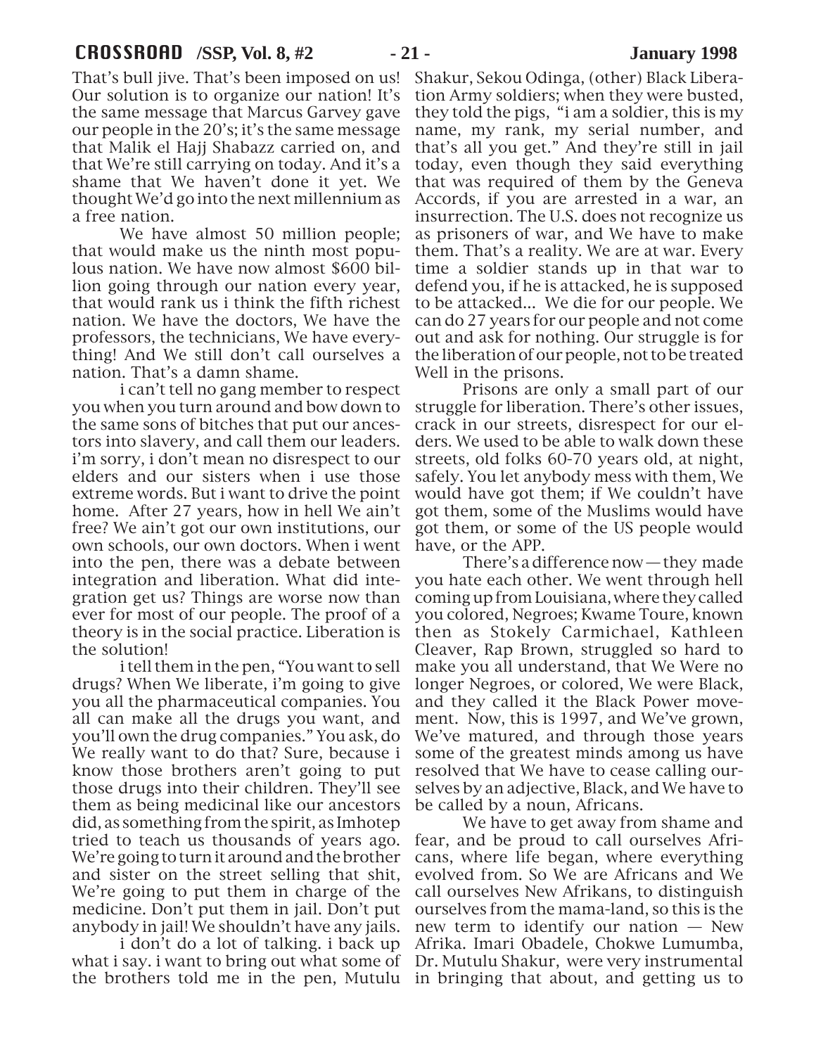That's bull jive. That's been imposed on us! Our solution is to organize our nation! It's the same message that Marcus Garvey gave our people in the 20's; it's the same message that Malik el Hajj Shabazz carried on, and that We're still carrying on today. And it's a shame that We haven't done it yet. We thought We'd go into the next millennium as a free nation.

We have almost 50 million people; that would make us the ninth most populous nation. We have now almost $600 billion going through our nation every year, that would rank us i think the fifth richest nation. We have the doctors, We have the professors, the technicians, We have everything! And We still don't call ourselves a nation. That's a damn shame.

i can't tell no gang member to respect you when you turn around and bow down to the same sons of bitches that put our ancestors into slavery, and call them our leaders. i'm sorry, i don't mean no disrespect to our elders and our sisters when i use those extreme words. But i want to drive the point home. After 27 years, how in hell We ain't free? We ain't got our own institutions, our own schools, our own doctors. When i went into the pen, there was a debate between integration and liberation. What did integration get us? Things are worse now than ever for most of our people. The proof of a theory is in the social practice. Liberation is the solution!

i tell them in the pen, "You want to sell drugs? When We liberate, i'm going to give you all the pharmaceutical companies. You all can make all the drugs you want, and you'll own the drug companies." You ask, do We really want to do that? Sure, because i know those brothers aren't going to put those drugs into their children. They'll see them as being medicinal like our ancestors did, as something from the spirit, as Imhotep tried to teach us thousands of years ago. We're going to turn it around and the brother and sister on the street selling that shit, We're going to put them in charge of the medicine. Don't put them in jail. Don't put anybody in jail! We shouldn't have any jails.

i don't do a lot of talking. i back up what i say. i want to bring out what some of the brothers told me in the pen, Mutulu Shakur, Sekou Odinga, (other) Black Liberation Army soldiers; when they were busted, they told the pigs, "i am a soldier, this is my name, my rank, my serial number, and that's all you get." And they're still in jail today, even though they said everything that was required of them by the Geneva Accords, if you are arrested in a war, an insurrection. The U.S. does not recognize us as prisoners of war, and We have to make them. That's a reality. We are at war. Every time a soldier stands up in that war to defend you, if he is attacked, he is supposed to be attacked... We die for our people. We can do 27 years for our people and not come out and ask for nothing. Our struggle is for the liberation of our people, not to be treated Well in the prisons.

Prisons are only a small part of our struggle for liberation. There's other issues, crack in our streets, disrespect for our elders. We used to be able to walk down these streets, old folks 60-70 years old, at night, safely. You let anybody mess with them, We would have got them; if We couldn't have got them, some of the Muslims would have got them, or some of the US people would have, or the APP.

There's a difference now — they made you hate each other. We went through hell coming up from Louisiana, where they called you colored, Negroes; Kwame Toure, known then as Stokely Carmichael, Kathleen Cleaver, Rap Brown, struggled so hard to make you all understand, that We Were no longer Negroes, or colored, We were Black, and they called it the Black Power movement. Now, this is 1997, and We've grown, We've matured, and through those years some of the greatest minds among us have resolved that We have to cease calling ourselves by an adjective, Black, and We have to be called by a noun, Africans.

We have to get away from shame and fear, and be proud to call ourselves Africans, where life began, where everything evolved from. So We are Africans and We call ourselves New Afrikans, to distinguish ourselves from the mama-land, so this is the new term to identify our nation — New Afrika. Imari Obadele, Chokwe Lumumba, Dr. Mutulu Shakur, were very instrumental in bringing that about, and getting us to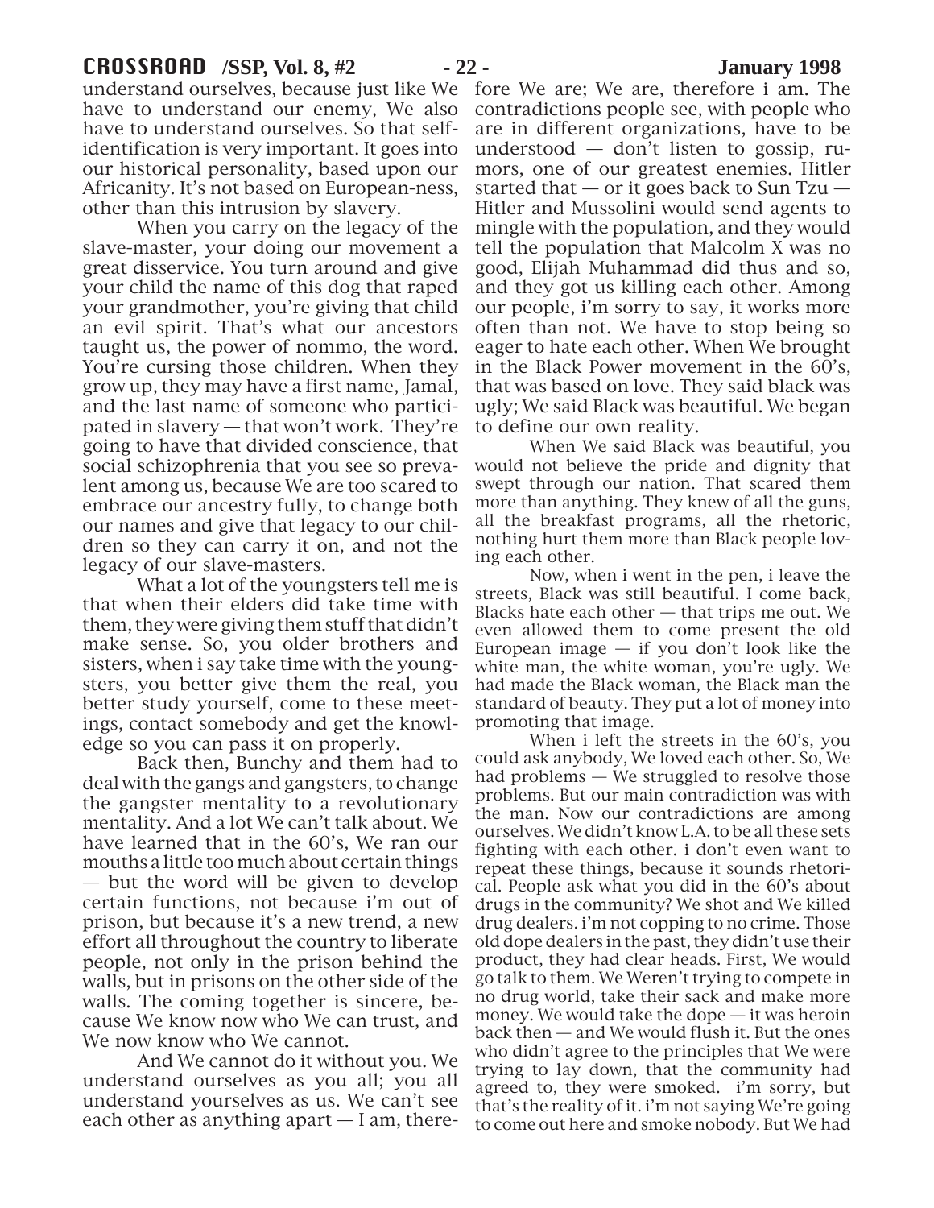understand ourselves, because just like We have to understand our enemy, We also have to understand ourselves. So that self-identification is very important. It goes into our historical personality, based upon our Africanity. It's not based on European-ness, other than this intrusion by slavery.

When you carry on the legacy of the slave-master, your doing our movement a great disservice. You turn around and give your child the name of this dog that raped your grandmother, you're giving that child an evil spirit. That's what our ancestors taught us, the power of nommo, the word. You're cursing those children. When they grow up, they may have a first name, Jamal, and the last name of someone who participated in slavery — that won't work. They're going to have that divided conscience, that social schizophrenia that you see so prevalent among us, because We are too scared to embrace our ancestry fully, to change both our names and give that legacy to our children so they can carry it on, and not the legacy of our slave-masters.

What a lot of the youngsters tell me is that when their elders did take time with them, they were giving them stuff that didn't make sense. So, you older brothers and sisters, when i say take time with the youngsters, you better give them the real, you better study yourself, come to these meetings, contact somebody and get the knowledge so you can pass it on properly.

Back then, Bunchy and them had to deal with the gangs and gangsters, to change the gangster mentality to a revolutionary mentality. And a lot We can't talk about. We have learned that in the 60's, We ran our mouths a little too much about certain things — but the word will be given to develop certain functions, not because i'm out of prison, but because it's a new trend, a new effort all throughout the country to liberate people, not only in the prison behind the walls, but in prisons on the other side of the walls. The coming together is sincere, because We know now who We can trust, and We now know who We cannot.

And We cannot do it without you. We understand ourselves as you all; you all understand yourselves as us. We can't see each other as anything apart — I am, therefore We are; We are, therefore i am. The contradictions people see, with people who are in different organizations, have to be understood — don't listen to gossip, rumors, one of our greatest enemies. Hitler started that — or it goes back to Sun Tzu — Hitler and Mussolini would send agents to mingle with the population, and they would tell the population that Malcolm X was no good, Elijah Muhammad did thus and so, and they got us killing each other. Among our people, i'm sorry to say, it works more often than not. We have to stop being so eager to hate each other. When We brought in the Black Power movement in the 60's, that was based on love. They said black was ugly; We said Black was beautiful. We began to define our own reality.

When We said Black was beautiful, you would not believe the pride and dignity that swept through our nation. That scared them more than anything. They knew of all the guns, all the breakfast programs, all the rhetoric, nothing hurt them more than Black people loving each other.

Now, when i went in the pen, i leave the streets, Black was still beautiful. I come back, Blacks hate each other — that trips me out. We even allowed them to come present the old European image — if you don't look like the white man, the white woman, you're ugly. We had made the Black woman, the Black man the standard of beauty. They put a lot of money into promoting that image.

When i left the streets in the 60's, you could ask anybody, We loved each other. So, We had problems — We struggled to resolve those problems. But our main contradiction was with the man. Now our contradictions are among ourselves. We didn't know L.A. to be all these sets fighting with each other. i don't even want to repeat these things, because it sounds rhetorical. People ask what you did in the 60's about drugs in the community? We shot and We killed drug dealers. i'm not copping to no crime. Those old dope dealers in the past, they didn't use their product, they had clear heads. First, We would go talk to them. We Weren't trying to compete in no drug world, take their sack and make more money. We would take the dope — it was heroin back then — and We would flush it. But the ones who didn't agree to the principles that We were trying to lay down, that the community had agreed to, they were smoked. i'm sorry, but that's the reality of it. i'm not saying We're going to come out here and smoke nobody. But We had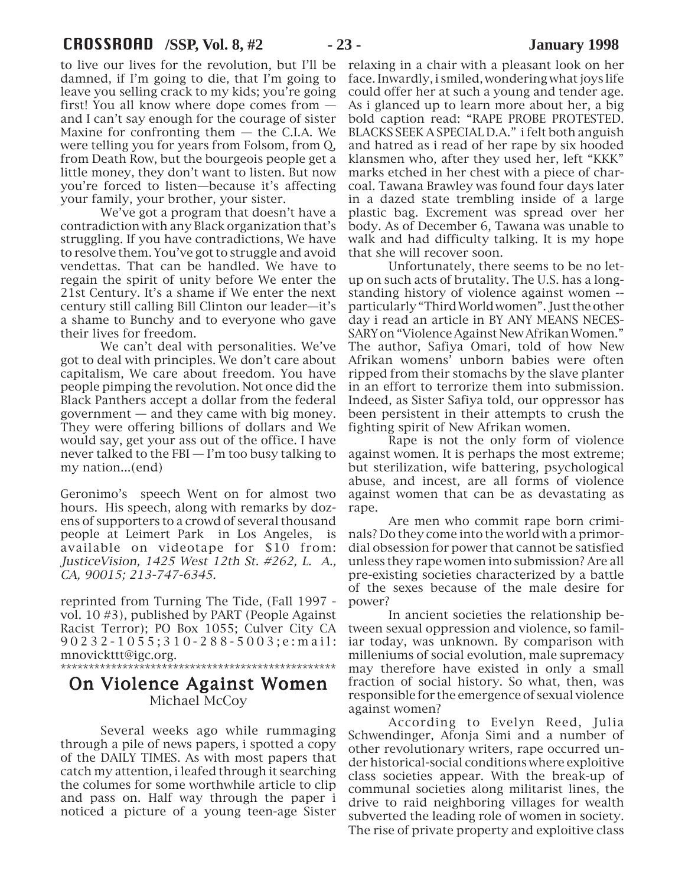to live our lives for the revolution, but I'll be damned, if I'm going to die, that I'm going to leave you selling crack to my kids; you're going first! You all know where dope comes from — and I can't say enough for the courage of sister Maxine for confronting them — the C.I.A. We were telling you for years from Folsom, from Q, from Death Row, but the bourgeois people get a little money, they don't want to listen. But now you're forced to listen—because it's affecting your family, your brother, your sister.

We've got a program that doesn't have a contradiction with any Black organization that's struggling. If you have contradictions, We have to resolve them. You've got to struggle and avoid vendettas. That can be handled. We have to regain the spirit of unity before We enter the 21st Century. It's a shame if We enter the next century still calling Bill Clinton our leader—it's a shame to Bunchy and to everyone who gave their lives for freedom.

We can't deal with personalities. We've got to deal with principles. We don't care about capitalism, We care about freedom. You have people pimping the revolution. Not once did the Black Panthers accept a dollar from the federal government — and they came with big money. They were offering billions of dollars and We would say, get your ass out of the office. I have never talked to the FBI — I'm too busy talking to my nation...(end)

Geronimo's speech Went on for almost two hours. His speech, along with remarks by dozens of supporters to a crowd of several thousand people at Leimert Park in Los Angeles, is available on videotape for $10 from: *JusticeVision, 1425 West 12th St. #262, L. A., CA, 90015; 213-747-6345.*

reprinted from Turning The Tide, (Fall 1997 - vol. 10 #3), published by PART (People Against Racist Terror); PO Box 1055; Culver City CA 90232-1055; 310-288-5003; e:mail: mnovickttt@igc.org.

***************************************************

## On Violence Against Women

Michael McCoy

Several weeks ago while rummaging through a pile of news papers, i spotted a copy of the DAILY TIMES. As with most papers that catch my attention, i leafed through it searching the columes for some worthwhile article to clip and pass on. Half way through the paper i noticed a picture of a young teen-age Sister relaxing in a chair with a pleasant look on her face. Inwardly, i smiled, wondering what joys life could offer her at such a young and tender age. As i glanced up to learn more about her, a big bold caption read: "RAPE PROBE PROTESTED. BLACKS SEEK A SPECIAL D.A." i felt both anguish and hatred as i read of her rape by six hooded klansmen who, after they used her, left "KKK" marks etched in her chest with a piece of charcoal. Tawana Brawley was found four days later in a dazed state trembling inside of a large plastic bag. Excrement was spread over her body. As of December 6, Tawana was unable to walk and had difficulty talking. It is my hope that she will recover soon.

Unfortunately, there seems to be no letup on such acts of brutality. The U.S. has a longstanding history of violence against women -- particularly "Third World women". Just the other day i read an article in BY ANY MEANS NECESSARY on "Violence Against New Afrikan Women." The author, Safiya Omari, told of how New Afrikan womens' unborn babies were often ripped from their stomachs by the slave planter in an effort to terrorize them into submission. Indeed, as Sister Safiya told, our oppressor has been persistent in their attempts to crush the fighting spirit of New Afrikan women.

Rape is not the only form of violence against women. It is perhaps the most extreme; but sterilization, wife battering, psychological abuse, and incest, are all forms of violence against women that can be as devastating as rape.

Are men who commit rape born criminals? Do they come into the world with a primordial obsession for power that cannot be satisfied unless they rape women into submission? Are all pre-existing societies characterized by a battle of the sexes because of the male desire for power?

In ancient societies the relationship between sexual oppression and violence, so familiar today, was unknown. By comparison with milleniums of social evolution, male supremacy may therefore have existed in only a small fraction of social history. So what, then, was responsible for the emergence of sexual violence against women?

According to Evelyn Reed, Julia Schwendinger, Afonja Simi and a number of other revolutionary writers, rape occurred under historical-social conditions where exploitive class societies appear. With the break-up of communal societies along militarist lines, the drive to raid neighboring villages for wealth subverted the leading role of women in society. The rise of private property and exploitive class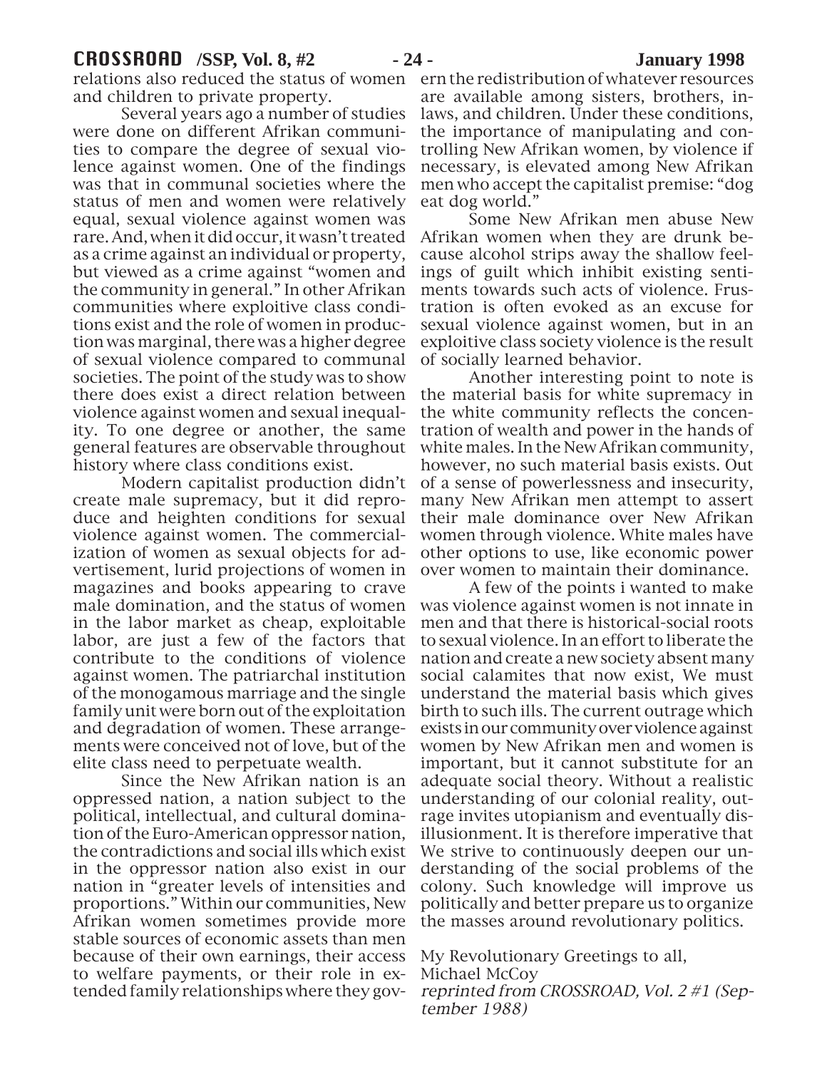relations also reduced the status of women and children to private property.

Several years ago a number of studies were done on different Afrikan communities to compare the degree of sexual violence against women. One of the findings was that in communal societies where the status of men and women were relatively equal, sexual violence against women was rare. And, when it did occur, it wasn't treated as a crime against an individual or property, but viewed as a crime against "women and the community in general." In other Afrikan communities where exploitive class conditions exist and the role of women in production was marginal, there was a higher degree of sexual violence compared to communal societies. The point of the study was to show there does exist a direct relation between violence against women and sexual inequality. To one degree or another, the same general features are observable throughout history where class conditions exist.

Modern capitalist production didn't create male supremacy, but it did reproduce and heighten conditions for sexual violence against women. The commercialization of women as sexual objects for advertisement, lurid projections of women in magazines and books appearing to crave male domination, and the status of women in the labor market as cheap, exploitable labor, are just a few of the factors that contribute to the conditions of violence against women. The patriarchal institution of the monogamous marriage and the single family unit were born out of the exploitation and degradation of women. These arrangements were conceived not of love, but of the elite class need to perpetuate wealth.

Since the New Afrikan nation is an oppressed nation, a nation subject to the political, intellectual, and cultural domination of the Euro-American oppressor nation, the contradictions and social ills which exist in the oppressor nation also exist in our nation in "greater levels of intensities and proportions." Within our communities, New Afrikan women sometimes provide more stable sources of economic assets than men because of their own earnings, their access to welfare payments, or their role in extended family relationships where they govern the redistribution of whatever resources are available among sisters, brothers, in-laws, and children. Under these conditions, the importance of manipulating and controlling New Afrikan women, by violence if necessary, is elevated among New Afrikan men who accept the capitalist premise: "dog eat dog world."

Some New Afrikan men abuse New Afrikan women when they are drunk because alcohol strips away the shallow feelings of guilt which inhibit existing sentiments towards such acts of violence. Frustration is often evoked as an excuse for sexual violence against women, but in an exploitive class society violence is the result of socially learned behavior.

Another interesting point to note is the material basis for white supremacy in the white community reflects the concentration of wealth and power in the hands of white males. In the New Afrikan community, however, no such material basis exists. Out of a sense of powerlessness and insecurity, many New Afrikan men attempt to assert their male dominance over New Afrikan women through violence. White males have other options to use, like economic power over women to maintain their dominance.

A few of the points i wanted to make was violence against women is not innate in men and that there is historical-social roots to sexual violence. In an effort to liberate the nation and create a new society absent many social calamites that now exist, We must understand the material basis which gives birth to such ills. The current outrage which exists in our community over violence against women by New Afrikan men and women is important, but it cannot substitute for an adequate social theory. Without a realistic understanding of our colonial reality, outrage invites utopianism and eventually disillusionment. It is therefore imperative that We strive to continuously deepen our understanding of the social problems of the colony. Such knowledge will improve us politically and better prepare us to organize the masses around revolutionary politics.

My Revolutionary Greetings to all,
Michael McCoy
*reprinted from CROSSROAD, Vol. 2 #1 (September 1988)*